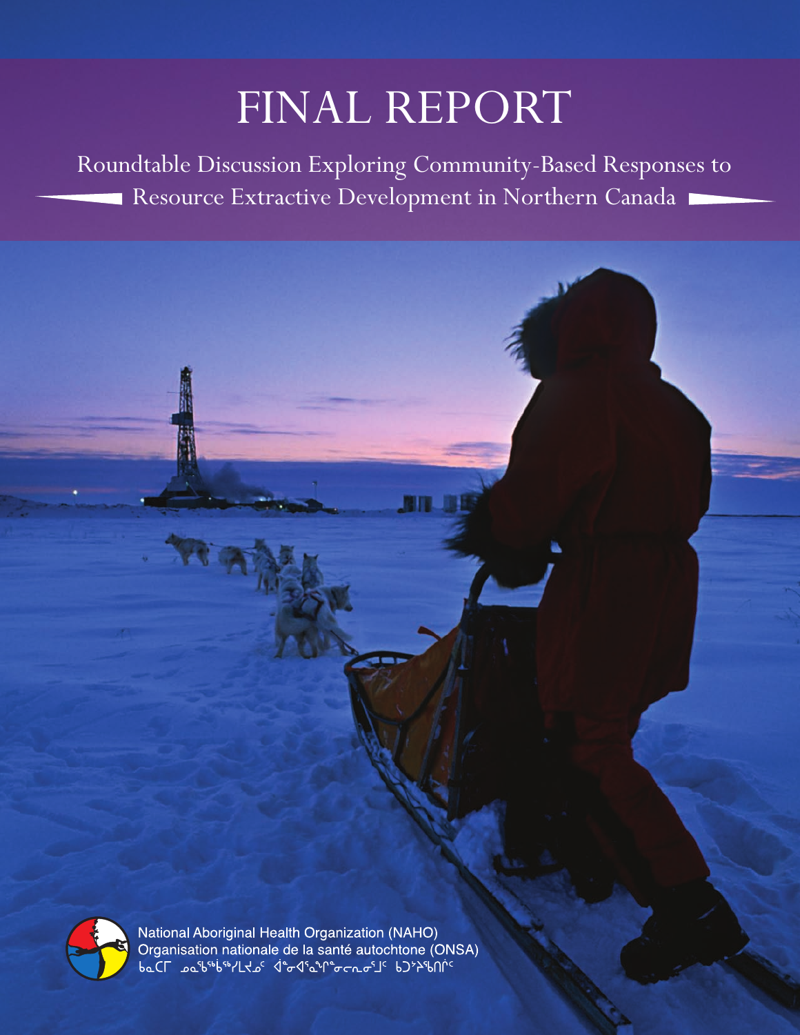# FINAL REPORT

Roundtable Discussion Exploring Community-Based Responses to Resource Extractive Development in Northern Canada

National Aboriginal Health Organization (NAHO)
Organisation nationale de la santé autochtone (ONSA)
ᑲᓇᑕᒥ ᓄᓇᖃᖅᑳᖅᓯᒪᔪᓄᑦ ᐋᓐᓂᐊᕐᓇᖏᓐᓂᓗᓂᕐᒧᑦ ᑲᑐᔾᔨᖃᑎᒌᑦ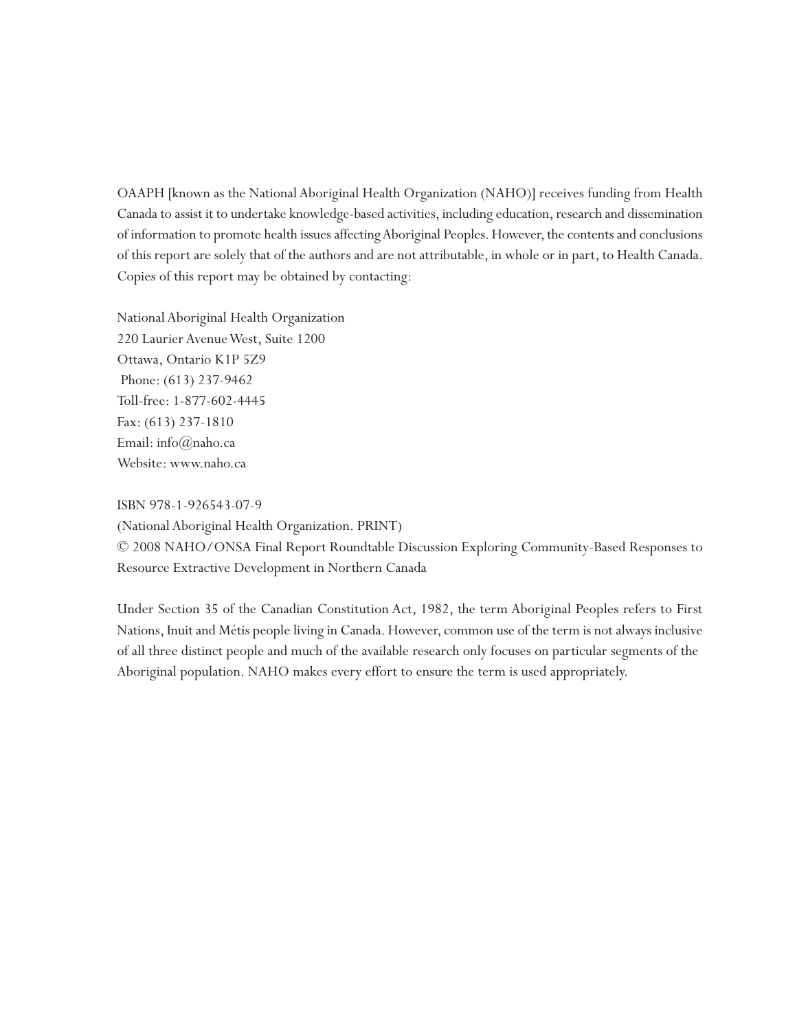OAAPH [known as the National Aboriginal Health Organization (NAHO)] receives funding from Health Canada to assist it to undertake knowledge-based activities, including education, research and dissemination of information to promote health issues affecting Aboriginal Peoples. However, the contents and conclusions of this report are solely that of the authors and are not attributable, in whole or in part, to Health Canada. Copies of this report may be obtained by contacting:

National Aboriginal Health Organization  
220 Laurier Avenue West, Suite 1200  
Ottawa, Ontario K1P 5Z9  
Phone: (613) 237-9462  
Toll-free: 1-877-602-4445  
Fax: (613) 237-1810  
Email: info@naho.ca  
Website: www.naho.ca

ISBN 978-1-926543-07-9  
(National Aboriginal Health Organization. PRINT)  
© 2008 NAHO/ONSA Final Report Roundtable Discussion Exploring Community-Based Responses to Resource Extractive Development in Northern Canada

Under Section 35 of the Canadian Constitution Act, 1982, the term Aboriginal Peoples refers to First Nations, Inuit and Métis people living in Canada. However, common use of the term is not always inclusive of all three distinct people and much of the available research only focuses on particular segments of the Aboriginal population. NAHO makes every effort to ensure the term is used appropriately.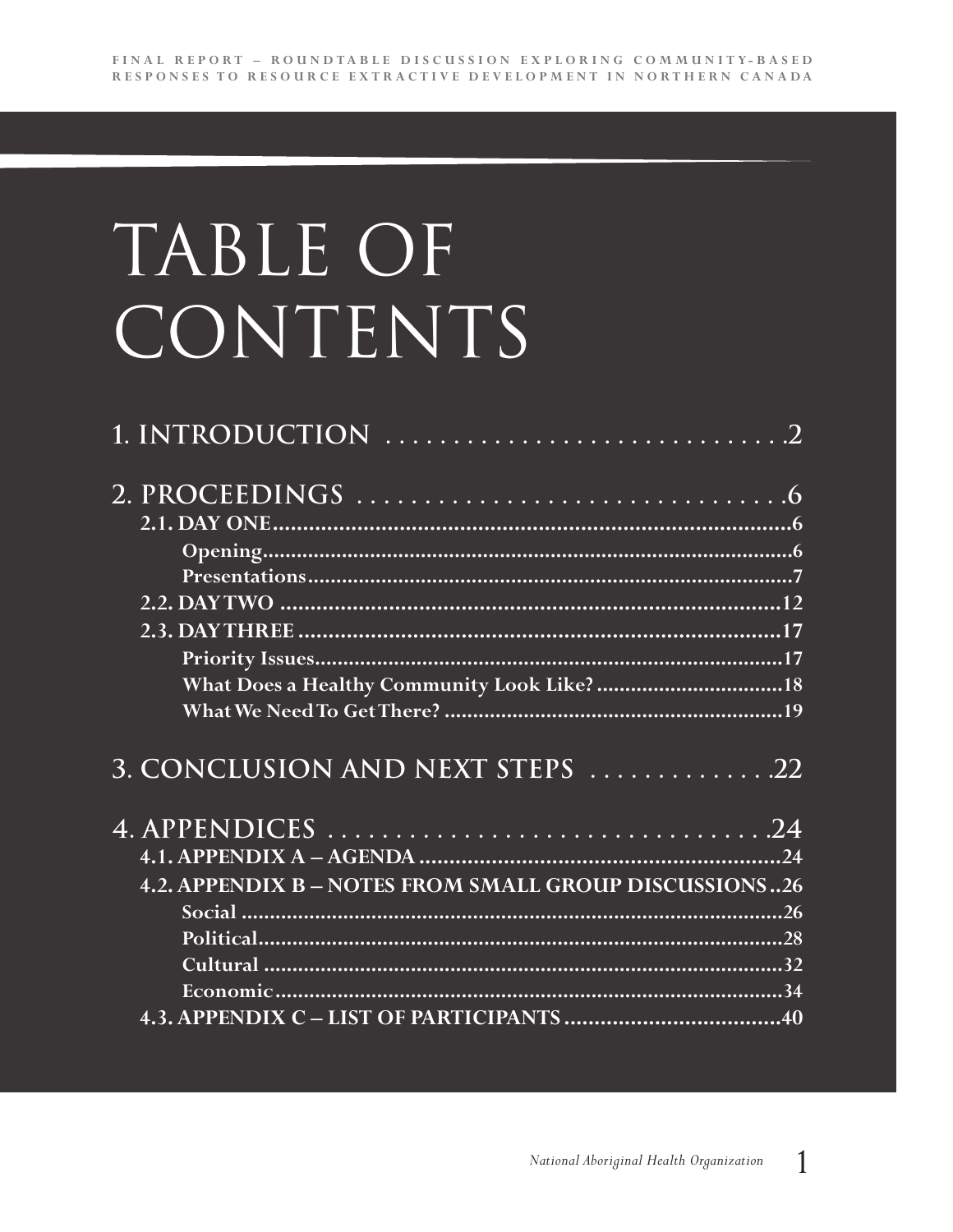# TABLE OF CONTENTS

**1. INTRODUCTION** .............................. 2

**2. PROCEEDINGS** .............................. 6

- **2.1. DAY ONE** .............................. 6
  - **Opening** .............................. 6
  - **Presentations** .............................. 7
- **2.2. DAY TWO** .............................. 12
- **2.3. DAY THREE** .............................. 17
  - **Priority Issues** .............................. 17
  - **What Does a Healthy Community Look Like?** .............................. 18
  - **What We Need To Get There?** .............................. 19

**3. CONCLUSION AND NEXT STEPS** .............................. 22

**4. APPENDICES** .............................. 24

- **4.1. APPENDIX A – AGENDA** .............................. 24
- **4.2. APPENDIX B – NOTES FROM SMALL GROUP DISCUSSIONS** .............................. 26
  - **Social** .............................. 26
  - **Political** .............................. 28
  - **Cultural** .............................. 32
  - **Economic** .............................. 34
- **4.3. APPENDIX C – LIST OF PARTICIPANTS** .............................. 40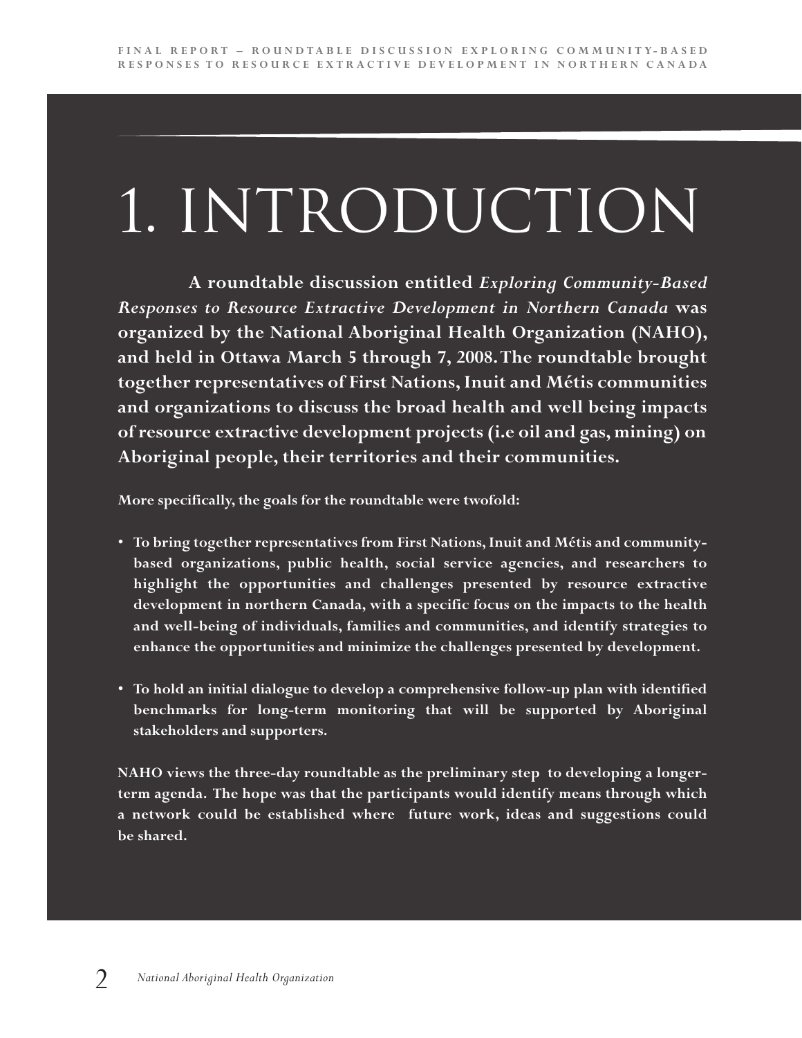# 1. INTRODUCTION

**A roundtable discussion entitled *Exploring Community-Based Responses to Resource Extractive Development in Northern Canada* was organized by the National Aboriginal Health Organization (NAHO), and held in Ottawa March 5 through 7, 2008. The roundtable brought together representatives of First Nations, Inuit and Métis communities and organizations to discuss the broad health and well being impacts of resource extractive development projects (i.e oil and gas, mining) on Aboriginal people, their territories and their communities.**

**More specifically, the goals for the roundtable were twofold:**

- **To bring together representatives from First Nations, Inuit and Métis and community-based organizations, public health, social service agencies, and researchers to highlight the opportunities and challenges presented by resource extractive development in northern Canada, with a specific focus on the impacts to the health and well-being of individuals, families and communities, and identify strategies to enhance the opportunities and minimize the challenges presented by development.**

- **To hold an initial dialogue to develop a comprehensive follow-up plan with identified benchmarks for long-term monitoring that will be supported by Aboriginal stakeholders and supporters.**

**NAHO views the three-day roundtable as the preliminary step to developing a longer-term agenda. The hope was that the participants would identify means through which a network could be established where future work, ideas and suggestions could be shared.**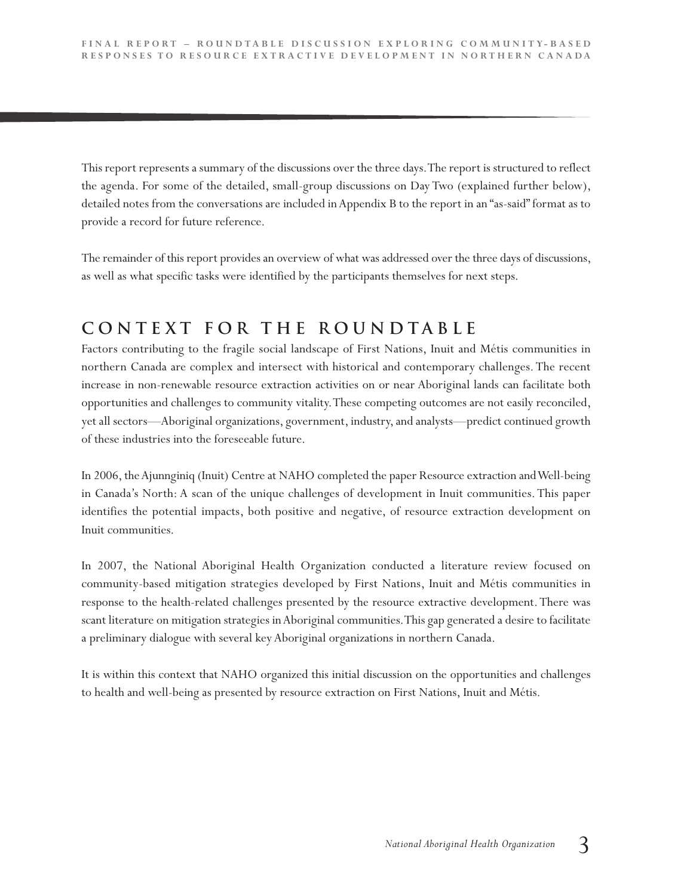This report represents a summary of the discussions over the three days. The report is structured to reflect the agenda. For some of the detailed, small-group discussions on Day Two (explained further below), detailed notes from the conversations are included in Appendix B to the report in an "as-said" format as to provide a record for future reference.

The remainder of this report provides an overview of what was addressed over the three days of discussions, as well as what specific tasks were identified by the participants themselves for next steps.

## CONTEXT FOR THE ROUNDTABLE

Factors contributing to the fragile social landscape of First Nations, Inuit and Métis communities in northern Canada are complex and intersect with historical and contemporary challenges. The recent increase in non-renewable resource extraction activities on or near Aboriginal lands can facilitate both opportunities and challenges to community vitality. These competing outcomes are not easily reconciled, yet all sectors—Aboriginal organizations, government, industry, and analysts—predict continued growth of these industries into the foreseeable future.

In 2006, the Ajunnginiq (Inuit) Centre at NAHO completed the paper Resource extraction and Well-being in Canada's North: A scan of the unique challenges of development in Inuit communities. This paper identifies the potential impacts, both positive and negative, of resource extraction development on Inuit communities.

In 2007, the National Aboriginal Health Organization conducted a literature review focused on community-based mitigation strategies developed by First Nations, Inuit and Métis communities in response to the health-related challenges presented by the resource extractive development. There was scant literature on mitigation strategies in Aboriginal communities. This gap generated a desire to facilitate a preliminary dialogue with several key Aboriginal organizations in northern Canada.

It is within this context that NAHO organized this initial discussion on the opportunities and challenges to health and well-being as presented by resource extraction on First Nations, Inuit and Métis.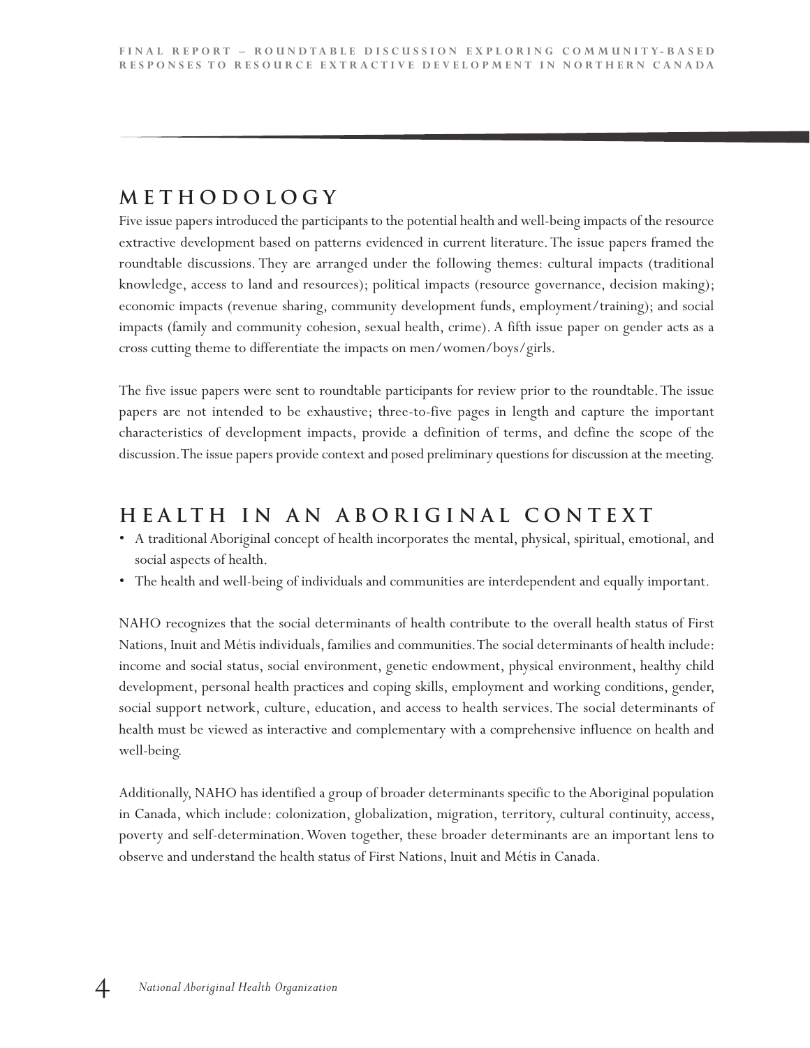## METHODOLOGY

Five issue papers introduced the participants to the potential health and well-being impacts of the resource extractive development based on patterns evidenced in current literature. The issue papers framed the roundtable discussions. They are arranged under the following themes: cultural impacts (traditional knowledge, access to land and resources); political impacts (resource governance, decision making); economic impacts (revenue sharing, community development funds, employment/training); and social impacts (family and community cohesion, sexual health, crime). A fifth issue paper on gender acts as a cross cutting theme to differentiate the impacts on men/women/boys/girls.

The five issue papers were sent to roundtable participants for review prior to the roundtable. The issue papers are not intended to be exhaustive; three-to-five pages in length and capture the important characteristics of development impacts, provide a definition of terms, and define the scope of the discussion. The issue papers provide context and posed preliminary questions for discussion at the meeting.

## HEALTH IN AN ABORIGINAL CONTEXT

- A traditional Aboriginal concept of health incorporates the mental, physical, spiritual, emotional, and social aspects of health.
- The health and well-being of individuals and communities are interdependent and equally important.

NAHO recognizes that the social determinants of health contribute to the overall health status of First Nations, Inuit and Métis individuals, families and communities. The social determinants of health include: income and social status, social environment, genetic endowment, physical environment, healthy child development, personal health practices and coping skills, employment and working conditions, gender, social support network, culture, education, and access to health services. The social determinants of health must be viewed as interactive and complementary with a comprehensive influence on health and well-being.

Additionally, NAHO has identified a group of broader determinants specific to the Aboriginal population in Canada, which include: colonization, globalization, migration, territory, cultural continuity, access, poverty and self-determination. Woven together, these broader determinants are an important lens to observe and understand the health status of First Nations, Inuit and Métis in Canada.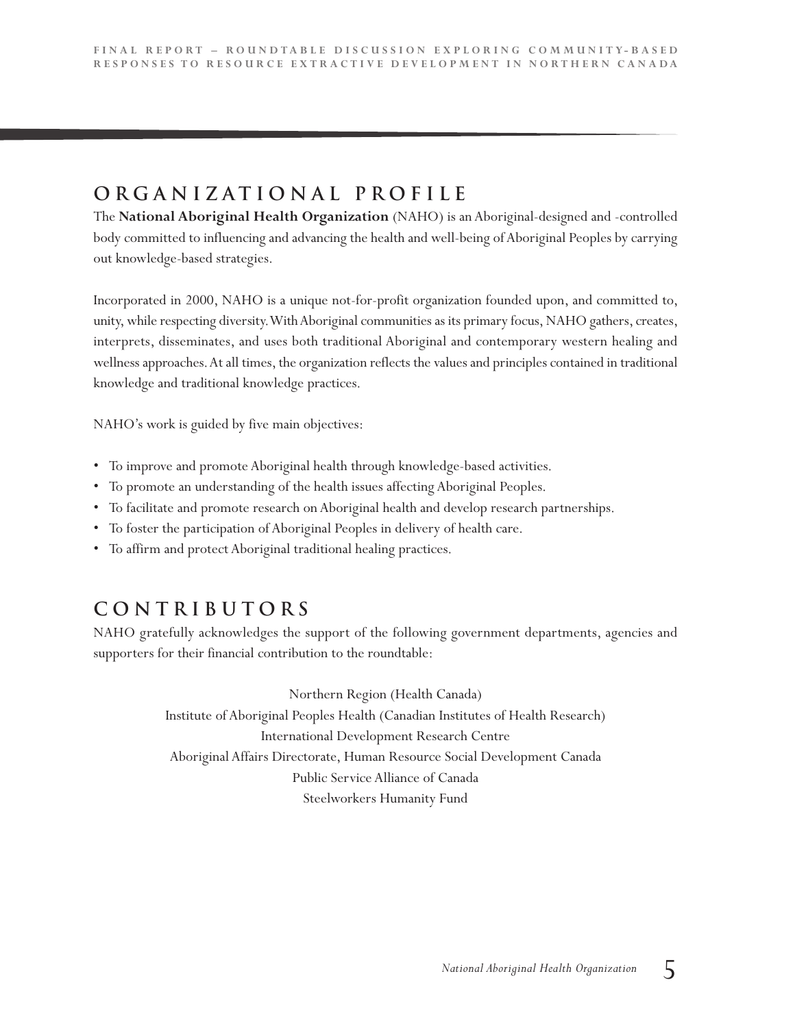## ORGANIZATIONAL PROFILE

The **National Aboriginal Health Organization** (NAHO) is an Aboriginal-designed and -controlled body committed to influencing and advancing the health and well-being of Aboriginal Peoples by carrying out knowledge-based strategies.

Incorporated in 2000, NAHO is a unique not-for-profit organization founded upon, and committed to, unity, while respecting diversity. With Aboriginal communities as its primary focus, NAHO gathers, creates, interprets, disseminates, and uses both traditional Aboriginal and contemporary western healing and wellness approaches. At all times, the organization reflects the values and principles contained in traditional knowledge and traditional knowledge practices.

NAHO's work is guided by five main objectives:

- To improve and promote Aboriginal health through knowledge-based activities.
- To promote an understanding of the health issues affecting Aboriginal Peoples.
- To facilitate and promote research on Aboriginal health and develop research partnerships.
- To foster the participation of Aboriginal Peoples in delivery of health care.
- To affirm and protect Aboriginal traditional healing practices.

## CONTRIBUTORS

NAHO gratefully acknowledges the support of the following government departments, agencies and supporters for their financial contribution to the roundtable:

Northern Region (Health Canada)
Institute of Aboriginal Peoples Health (Canadian Institutes of Health Research)
International Development Research Centre
Aboriginal Affairs Directorate, Human Resource Social Development Canada
Public Service Alliance of Canada
Steelworkers Humanity Fund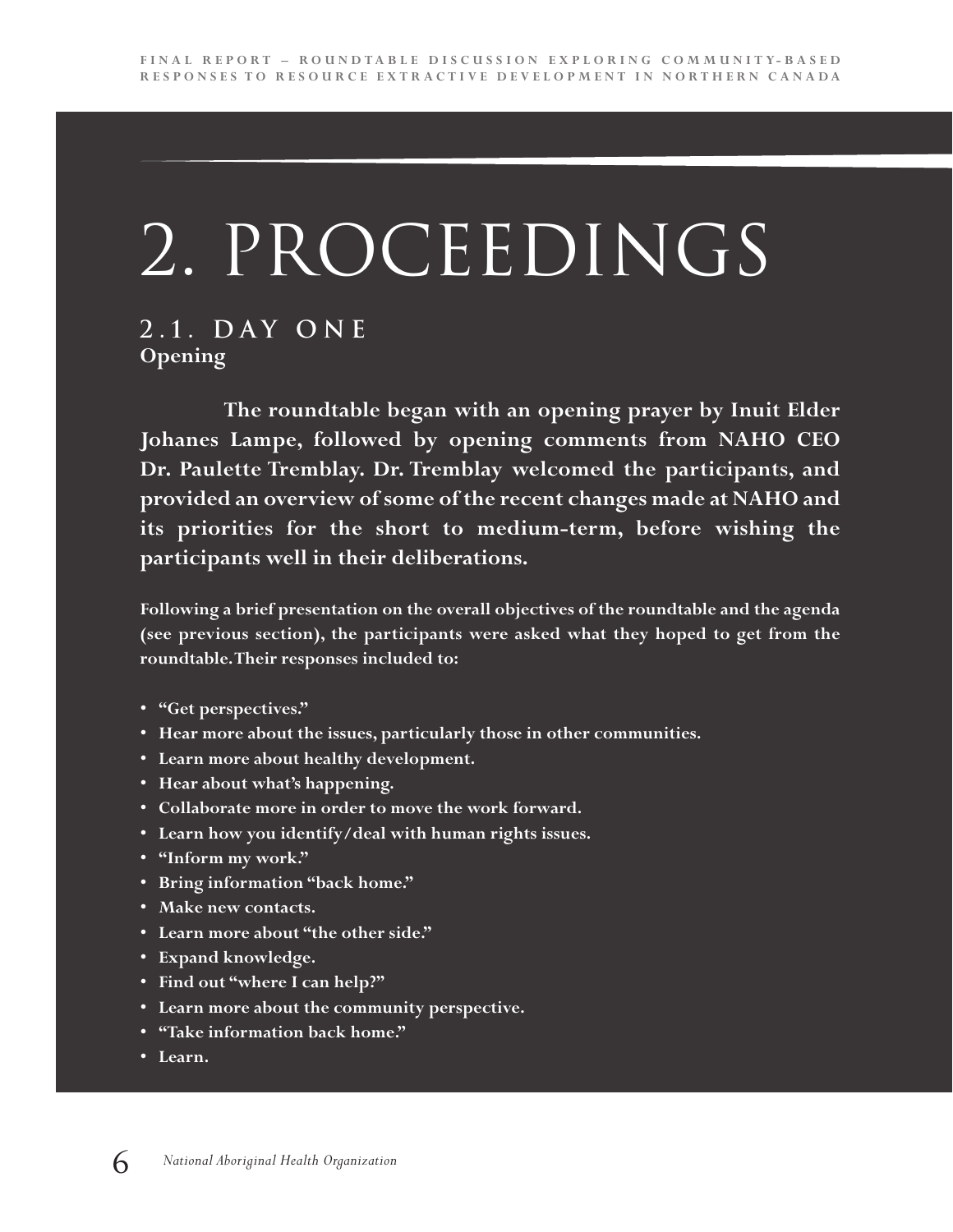# 2. PROCEEDINGS

## 2.1. DAY ONE

### Opening

**The roundtable began with an opening prayer by Inuit Elder Johanes Lampe, followed by opening comments from NAHO CEO Dr. Paulette Tremblay. Dr. Tremblay welcomed the participants, and provided an overview of some of the recent changes made at NAHO and its priorities for the short to medium-term, before wishing the participants well in their deliberations.**

**Following a brief presentation on the overall objectives of the roundtable and the agenda (see previous section), the participants were asked what they hoped to get from the roundtable. Their responses included to:**

- **"Get perspectives."**
- **Hear more about the issues, particularly those in other communities.**
- **Learn more about healthy development.**
- **Hear about what's happening.**
- **Collaborate more in order to move the work forward.**
- **Learn how you identify/deal with human rights issues.**
- **"Inform my work."**
- **Bring information "back home."**
- **Make new contacts.**
- **Learn more about "the other side."**
- **Expand knowledge.**
- **Find out "where I can help?"**
- **Learn more about the community perspective.**
- **"Take information back home."**
- **Learn.**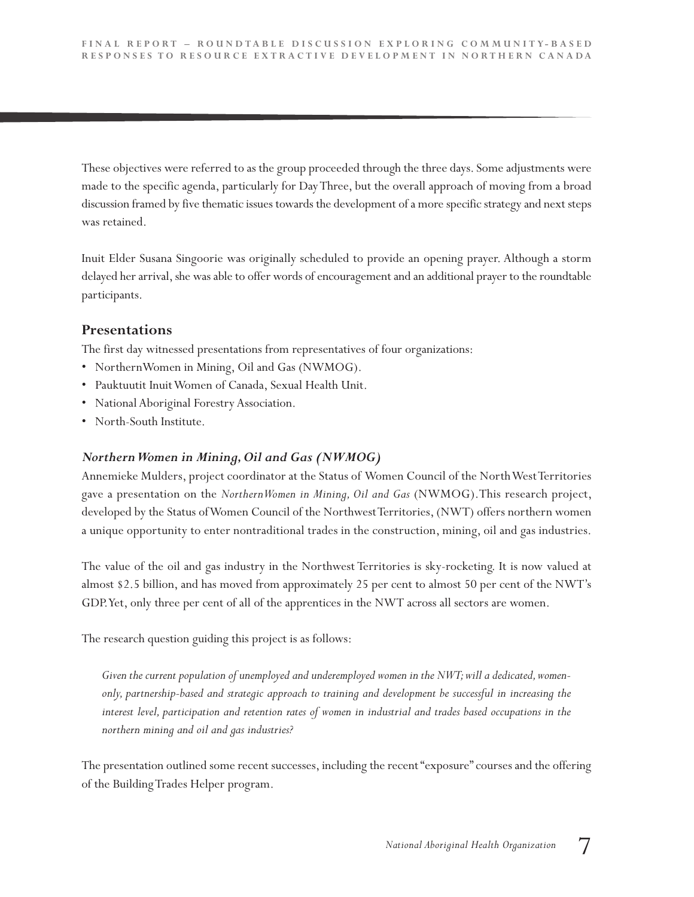These objectives were referred to as the group proceeded through the three days. Some adjustments were made to the specific agenda, particularly for Day Three, but the overall approach of moving from a broad discussion framed by five thematic issues towards the development of a more specific strategy and next steps was retained.

Inuit Elder Susana Singoorie was originally scheduled to provide an opening prayer. Although a storm delayed her arrival, she was able to offer words of encouragement and an additional prayer to the roundtable participants.

## Presentations

The first day witnessed presentations from representatives of four organizations:

- Northern Women in Mining, Oil and Gas (NWMOG).
- Pauktuutit Inuit Women of Canada, Sexual Health Unit.
- National Aboriginal Forestry Association.
- North-South Institute.

### *Northern Women in Mining, Oil and Gas (NWMOG)*

Annemieke Mulders, project coordinator at the Status of Women Council of the North West Territories gave a presentation on the *Northern Women in Mining, Oil and Gas* (NWMOG). This research project, developed by the Status of Women Council of the Northwest Territories, (NWT) offers northern women a unique opportunity to enter nontraditional trades in the construction, mining, oil and gas industries.

The value of the oil and gas industry in the Northwest Territories is sky-rocketing. It is now valued at almost $2.5 billion, and has moved from approximately 25 per cent to almost 50 per cent of the NWT's GDP. Yet, only three per cent of all of the apprentices in the NWT across all sectors are women.

The research question guiding this project is as follows:

> *Given the current population of unemployed and underemployed women in the NWT; will a dedicated, women-only, partnership-based and strategic approach to training and development be successful in increasing the interest level, participation and retention rates of women in industrial and trades based occupations in the northern mining and oil and gas industries?*

The presentation outlined some recent successes, including the recent "exposure" courses and the offering of the Building Trades Helper program.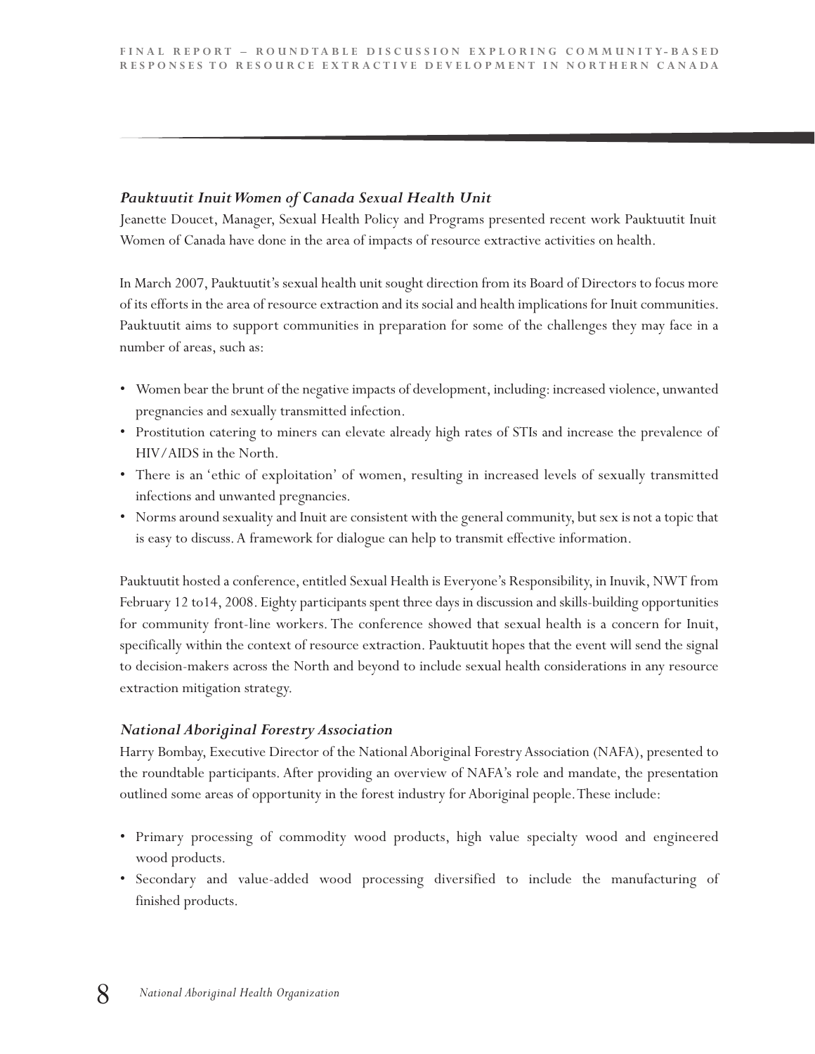### *Pauktuutit Inuit Women of Canada Sexual Health Unit*

Jeanette Doucet, Manager, Sexual Health Policy and Programs presented recent work Pauktuutit Inuit Women of Canada have done in the area of impacts of resource extractive activities on health.

In March 2007, Pauktuutit's sexual health unit sought direction from its Board of Directors to focus more of its efforts in the area of resource extraction and its social and health implications for Inuit communities. Pauktuutit aims to support communities in preparation for some of the challenges they may face in a number of areas, such as:

- Women bear the brunt of the negative impacts of development, including: increased violence, unwanted pregnancies and sexually transmitted infection.
- Prostitution catering to miners can elevate already high rates of STIs and increase the prevalence of HIV/AIDS in the North.
- There is an 'ethic of exploitation' of women, resulting in increased levels of sexually transmitted infections and unwanted pregnancies.
- Norms around sexuality and Inuit are consistent with the general community, but sex is not a topic that is easy to discuss. A framework for dialogue can help to transmit effective information.

Pauktuutit hosted a conference, entitled Sexual Health is Everyone's Responsibility, in Inuvik, NWT from February 12 to14, 2008. Eighty participants spent three days in discussion and skills-building opportunities for community front-line workers. The conference showed that sexual health is a concern for Inuit, specifically within the context of resource extraction. Pauktuutit hopes that the event will send the signal to decision-makers across the North and beyond to include sexual health considerations in any resource extraction mitigation strategy.

### *National Aboriginal Forestry Association*

Harry Bombay, Executive Director of the National Aboriginal Forestry Association (NAFA), presented to the roundtable participants. After providing an overview of NAFA's role and mandate, the presentation outlined some areas of opportunity in the forest industry for Aboriginal people. These include:

- Primary processing of commodity wood products, high value specialty wood and engineered wood products.
- Secondary and value-added wood processing diversified to include the manufacturing of finished products.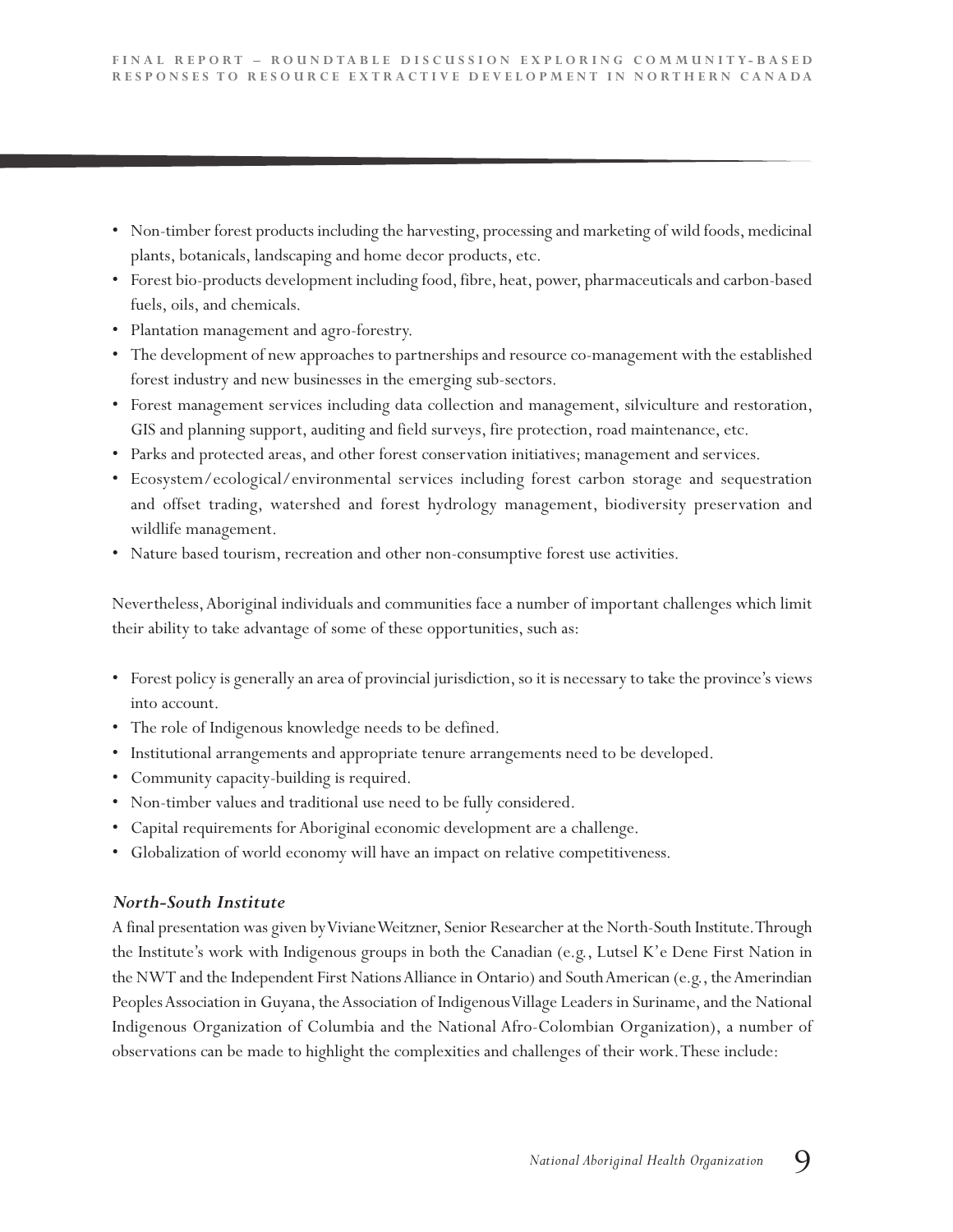- Non-timber forest products including the harvesting, processing and marketing of wild foods, medicinal plants, botanicals, landscaping and home decor products, etc.
- Forest bio-products development including food, fibre, heat, power, pharmaceuticals and carbon-based fuels, oils, and chemicals.
- Plantation management and agro-forestry.
- The development of new approaches to partnerships and resource co-management with the established forest industry and new businesses in the emerging sub-sectors.
- Forest management services including data collection and management, silviculture and restoration, GIS and planning support, auditing and field surveys, fire protection, road maintenance, etc.
- Parks and protected areas, and other forest conservation initiatives; management and services.
- Ecosystem/ecological/environmental services including forest carbon storage and sequestration and offset trading, watershed and forest hydrology management, biodiversity preservation and wildlife management.
- Nature based tourism, recreation and other non-consumptive forest use activities.

Nevertheless, Aboriginal individuals and communities face a number of important challenges which limit their ability to take advantage of some of these opportunities, such as:

- Forest policy is generally an area of provincial jurisdiction, so it is necessary to take the province's views into account.
- The role of Indigenous knowledge needs to be defined.
- Institutional arrangements and appropriate tenure arrangements need to be developed.
- Community capacity-building is required.
- Non-timber values and traditional use need to be fully considered.
- Capital requirements for Aboriginal economic development are a challenge.
- Globalization of world economy will have an impact on relative competitiveness.

### *North-South Institute*

A final presentation was given by Viviane Weitzner, Senior Researcher at the North-South Institute. Through the Institute's work with Indigenous groups in both the Canadian (e.g., Lutsel K'e Dene First Nation in the NWT and the Independent First Nations Alliance in Ontario) and South American (e.g., the Amerindian Peoples Association in Guyana, the Association of Indigenous Village Leaders in Suriname, and the National Indigenous Organization of Columbia and the National Afro-Colombian Organization), a number of observations can be made to highlight the complexities and challenges of their work. These include: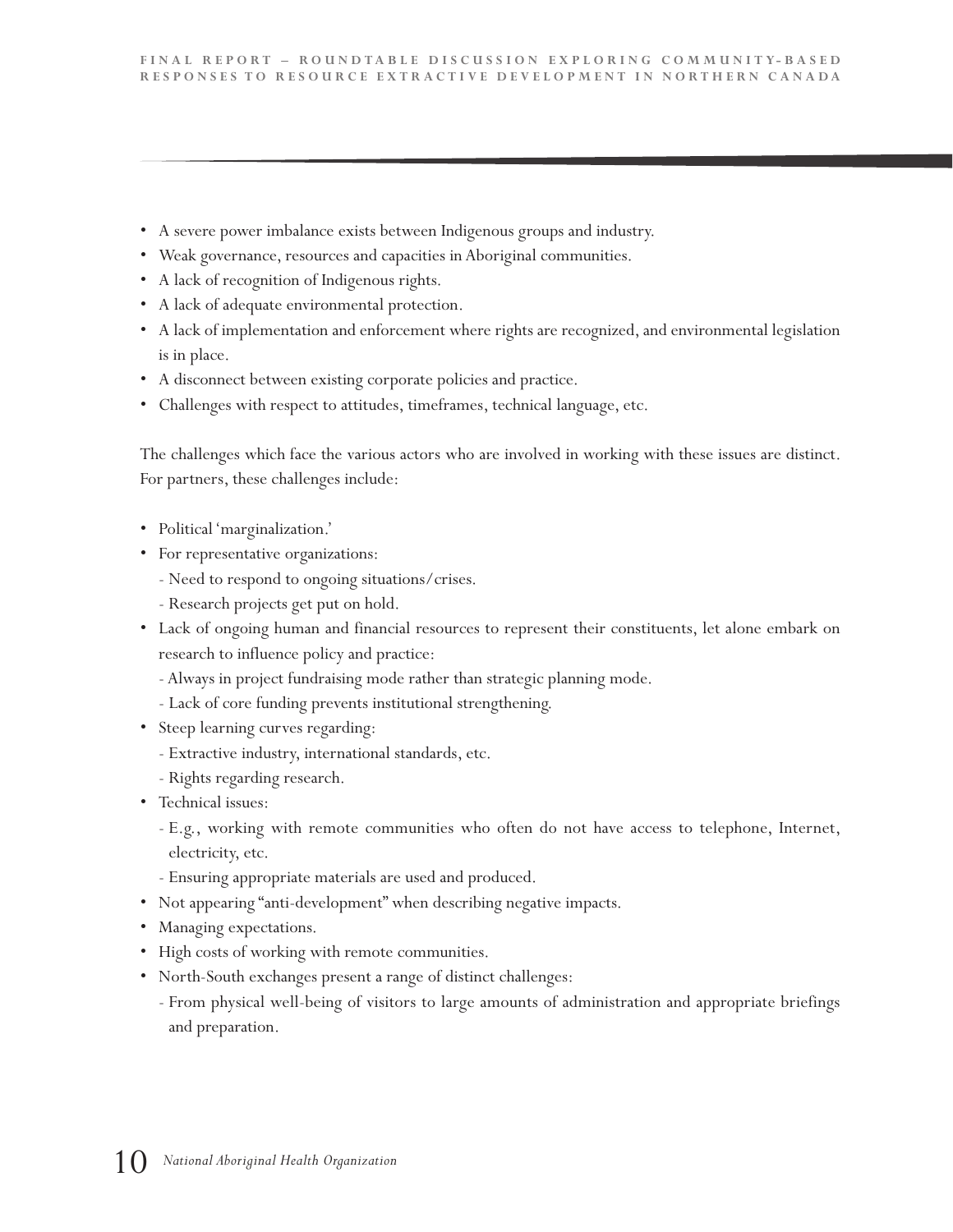- A severe power imbalance exists between Indigenous groups and industry.
- Weak governance, resources and capacities in Aboriginal communities.
- A lack of recognition of Indigenous rights.
- A lack of adequate environmental protection.
- A lack of implementation and enforcement where rights are recognized, and environmental legislation is in place.
- A disconnect between existing corporate policies and practice.
- Challenges with respect to attitudes, timeframes, technical language, etc.

The challenges which face the various actors who are involved in working with these issues are distinct. For partners, these challenges include:

- Political 'marginalization.'
- For representative organizations:
  - Need to respond to ongoing situations/crises.
  - Research projects get put on hold.
- Lack of ongoing human and financial resources to represent their constituents, let alone embark on research to influence policy and practice:
  - Always in project fundraising mode rather than strategic planning mode.
  - Lack of core funding prevents institutional strengthening.
- Steep learning curves regarding:
  - Extractive industry, international standards, etc.
  - Rights regarding research.
- Technical issues:
  - E.g., working with remote communities who often do not have access to telephone, Internet, electricity, etc.
  - Ensuring appropriate materials are used and produced.
- Not appearing "anti-development" when describing negative impacts.
- Managing expectations.
- High costs of working with remote communities.
- North-South exchanges present a range of distinct challenges:
  - From physical well-being of visitors to large amounts of administration and appropriate briefings and preparation.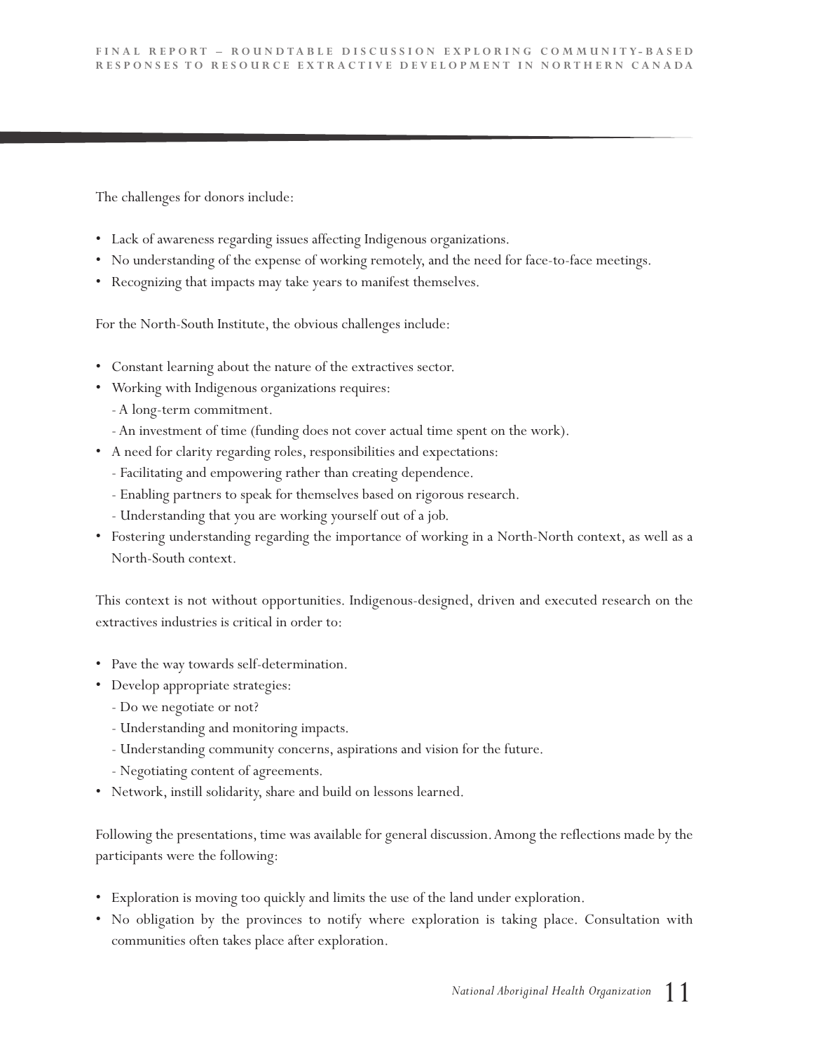The challenges for donors include:

- Lack of awareness regarding issues affecting Indigenous organizations.
- No understanding of the expense of working remotely, and the need for face-to-face meetings.
- Recognizing that impacts may take years to manifest themselves.

For the North-South Institute, the obvious challenges include:

- Constant learning about the nature of the extractives sector.
- Working with Indigenous organizations requires:
  - A long-term commitment.
  - An investment of time (funding does not cover actual time spent on the work).
- A need for clarity regarding roles, responsibilities and expectations:
  - Facilitating and empowering rather than creating dependence.
  - Enabling partners to speak for themselves based on rigorous research.
  - Understanding that you are working yourself out of a job.
- Fostering understanding regarding the importance of working in a North-North context, as well as a North-South context.

This context is not without opportunities. Indigenous-designed, driven and executed research on the extractives industries is critical in order to:

- Pave the way towards self-determination.
- Develop appropriate strategies:
  - Do we negotiate or not?
  - Understanding and monitoring impacts.
  - Understanding community concerns, aspirations and vision for the future.
  - Negotiating content of agreements.
- Network, instill solidarity, share and build on lessons learned.

Following the presentations, time was available for general discussion. Among the reflections made by the participants were the following:

- Exploration is moving too quickly and limits the use of the land under exploration.
- No obligation by the provinces to notify where exploration is taking place. Consultation with communities often takes place after exploration.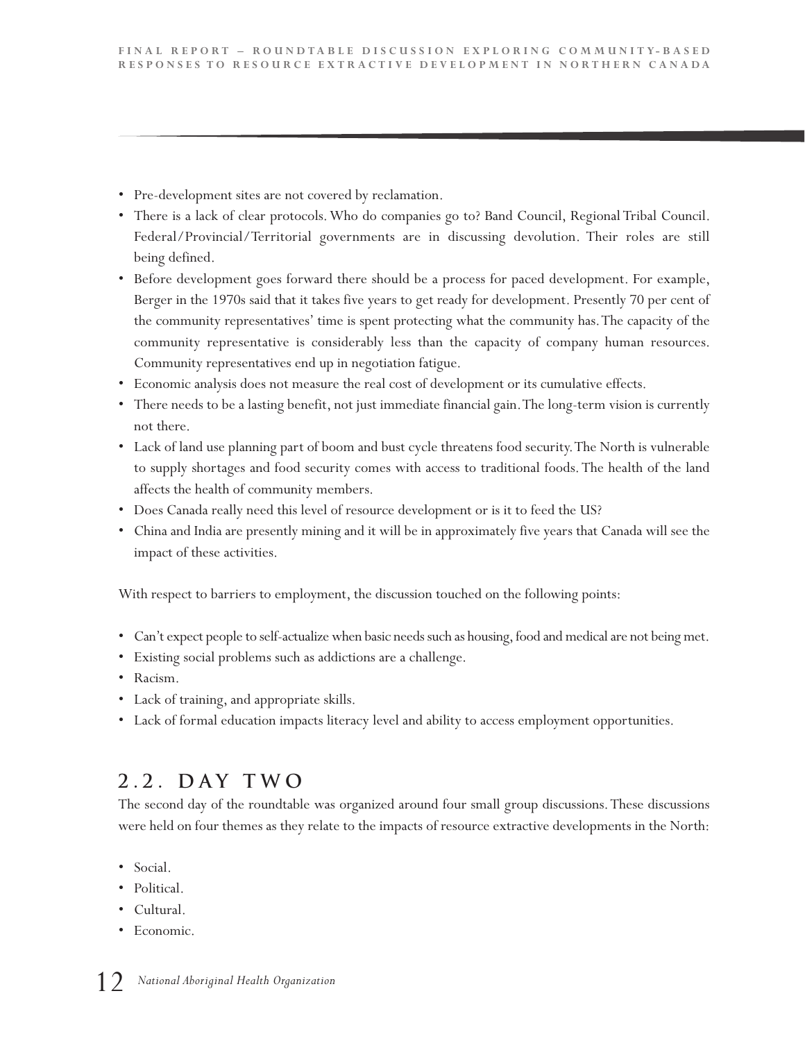- Pre-development sites are not covered by reclamation.
- There is a lack of clear protocols. Who do companies go to? Band Council, Regional Tribal Council. Federal/Provincial/Territorial governments are in discussing devolution. Their roles are still being defined.
- Before development goes forward there should be a process for paced development. For example, Berger in the 1970s said that it takes five years to get ready for development. Presently 70 per cent of the community representatives' time is spent protecting what the community has. The capacity of the community representative is considerably less than the capacity of company human resources. Community representatives end up in negotiation fatigue.
- Economic analysis does not measure the real cost of development or its cumulative effects.
- There needs to be a lasting benefit, not just immediate financial gain. The long-term vision is currently not there.
- Lack of land use planning part of boom and bust cycle threatens food security. The North is vulnerable to supply shortages and food security comes with access to traditional foods. The health of the land affects the health of community members.
- Does Canada really need this level of resource development or is it to feed the US?
- China and India are presently mining and it will be in approximately five years that Canada will see the impact of these activities.

With respect to barriers to employment, the discussion touched on the following points:

- Can't expect people to self-actualize when basic needs such as housing, food and medical are not being met.
- Existing social problems such as addictions are a challenge.
- Racism.
- Lack of training, and appropriate skills.
- Lack of formal education impacts literacy level and ability to access employment opportunities.

## 2.2. DAY TWO

The second day of the roundtable was organized around four small group discussions. These discussions were held on four themes as they relate to the impacts of resource extractive developments in the North:

- Social.
- Political.
- Cultural.
- Economic.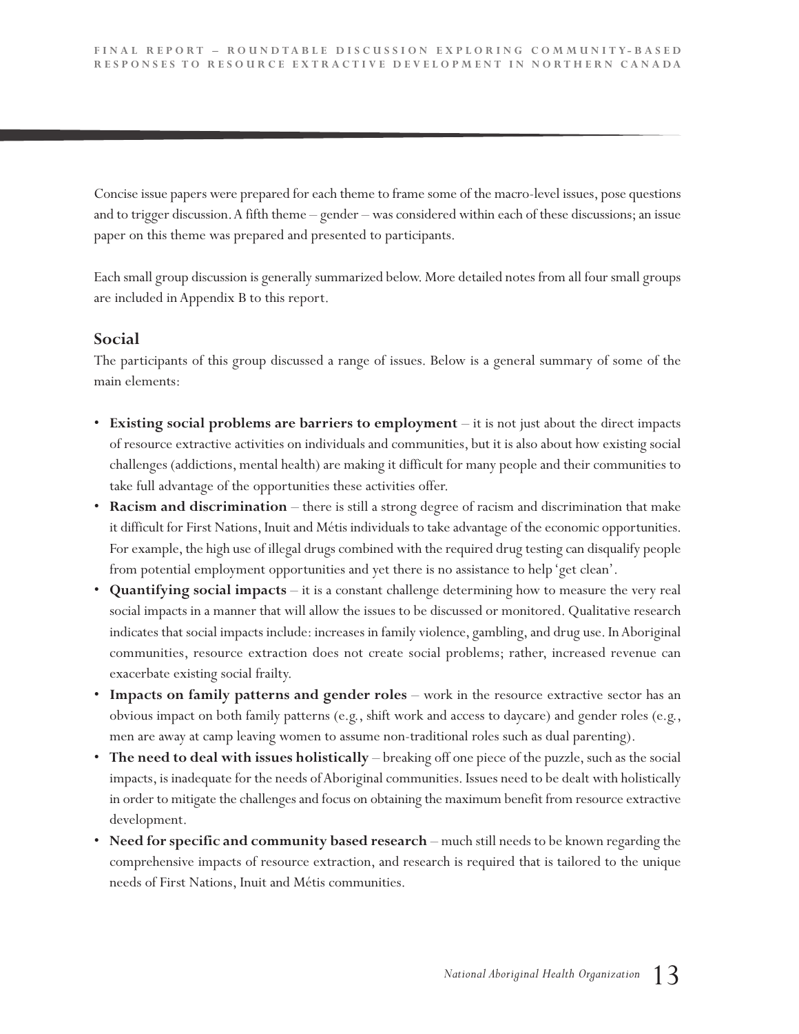Concise issue papers were prepared for each theme to frame some of the macro-level issues, pose questions and to trigger discussion. A fifth theme – gender – was considered within each of these discussions; an issue paper on this theme was prepared and presented to participants.

Each small group discussion is generally summarized below. More detailed notes from all four small groups are included in Appendix B to this report.

## Social

The participants of this group discussed a range of issues. Below is a general summary of some of the main elements:

- **Existing social problems are barriers to employment** – it is not just about the direct impacts of resource extractive activities on individuals and communities, but it is also about how existing social challenges (addictions, mental health) are making it difficult for many people and their communities to take full advantage of the opportunities these activities offer.
- **Racism and discrimination** – there is still a strong degree of racism and discrimination that make it difficult for First Nations, Inuit and Métis individuals to take advantage of the economic opportunities. For example, the high use of illegal drugs combined with the required drug testing can disqualify people from potential employment opportunities and yet there is no assistance to help 'get clean'.
- **Quantifying social impacts** – it is a constant challenge determining how to measure the very real social impacts in a manner that will allow the issues to be discussed or monitored. Qualitative research indicates that social impacts include: increases in family violence, gambling, and drug use. In Aboriginal communities, resource extraction does not create social problems; rather, increased revenue can exacerbate existing social frailty.
- **Impacts on family patterns and gender roles** – work in the resource extractive sector has an obvious impact on both family patterns (e.g., shift work and access to daycare) and gender roles (e.g., men are away at camp leaving women to assume non-traditional roles such as dual parenting).
- **The need to deal with issues holistically** – breaking off one piece of the puzzle, such as the social impacts, is inadequate for the needs of Aboriginal communities. Issues need to be dealt with holistically in order to mitigate the challenges and focus on obtaining the maximum benefit from resource extractive development.
- **Need for specific and community based research** – much still needs to be known regarding the comprehensive impacts of resource extraction, and research is required that is tailored to the unique needs of First Nations, Inuit and Métis communities.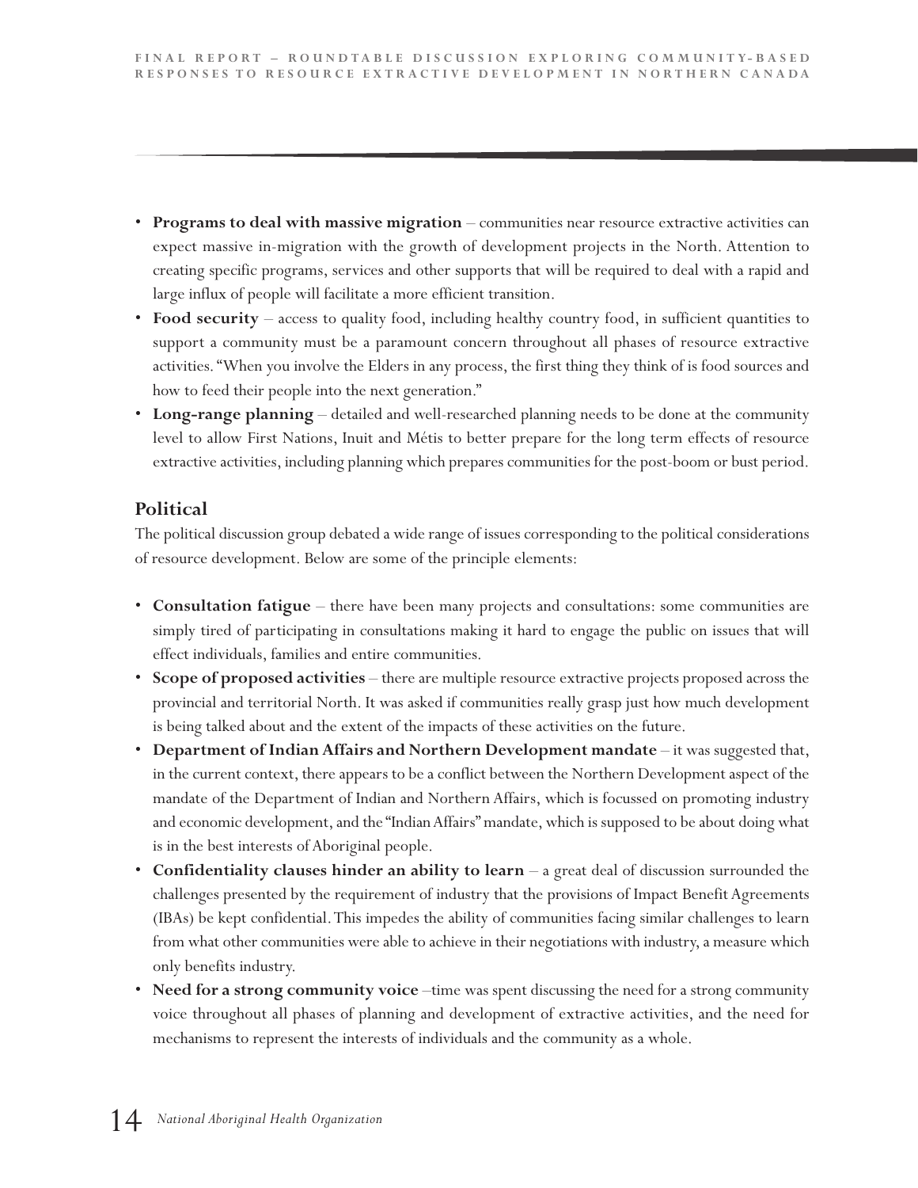- **Programs to deal with massive migration** – communities near resource extractive activities can expect massive in-migration with the growth of development projects in the North. Attention to creating specific programs, services and other supports that will be required to deal with a rapid and large influx of people will facilitate a more efficient transition.
- **Food security** – access to quality food, including healthy country food, in sufficient quantities to support a community must be a paramount concern throughout all phases of resource extractive activities. "When you involve the Elders in any process, the first thing they think of is food sources and how to feed their people into the next generation."
- **Long-range planning** – detailed and well-researched planning needs to be done at the community level to allow First Nations, Inuit and Métis to better prepare for the long term effects of resource extractive activities, including planning which prepares communities for the post-boom or bust period.

## Political

The political discussion group debated a wide range of issues corresponding to the political considerations of resource development. Below are some of the principle elements:

- **Consultation fatigue** – there have been many projects and consultations: some communities are simply tired of participating in consultations making it hard to engage the public on issues that will effect individuals, families and entire communities.
- **Scope of proposed activities** – there are multiple resource extractive projects proposed across the provincial and territorial North. It was asked if communities really grasp just how much development is being talked about and the extent of the impacts of these activities on the future.
- **Department of Indian Affairs and Northern Development mandate** – it was suggested that, in the current context, there appears to be a conflict between the Northern Development aspect of the mandate of the Department of Indian and Northern Affairs, which is focussed on promoting industry and economic development, and the "Indian Affairs" mandate, which is supposed to be about doing what is in the best interests of Aboriginal people.
- **Confidentiality clauses hinder an ability to learn** – a great deal of discussion surrounded the challenges presented by the requirement of industry that the provisions of Impact Benefit Agreements (IBAs) be kept confidential. This impedes the ability of communities facing similar challenges to learn from what other communities were able to achieve in their negotiations with industry, a measure which only benefits industry.
- **Need for a strong community voice** –time was spent discussing the need for a strong community voice throughout all phases of planning and development of extractive activities, and the need for mechanisms to represent the interests of individuals and the community as a whole.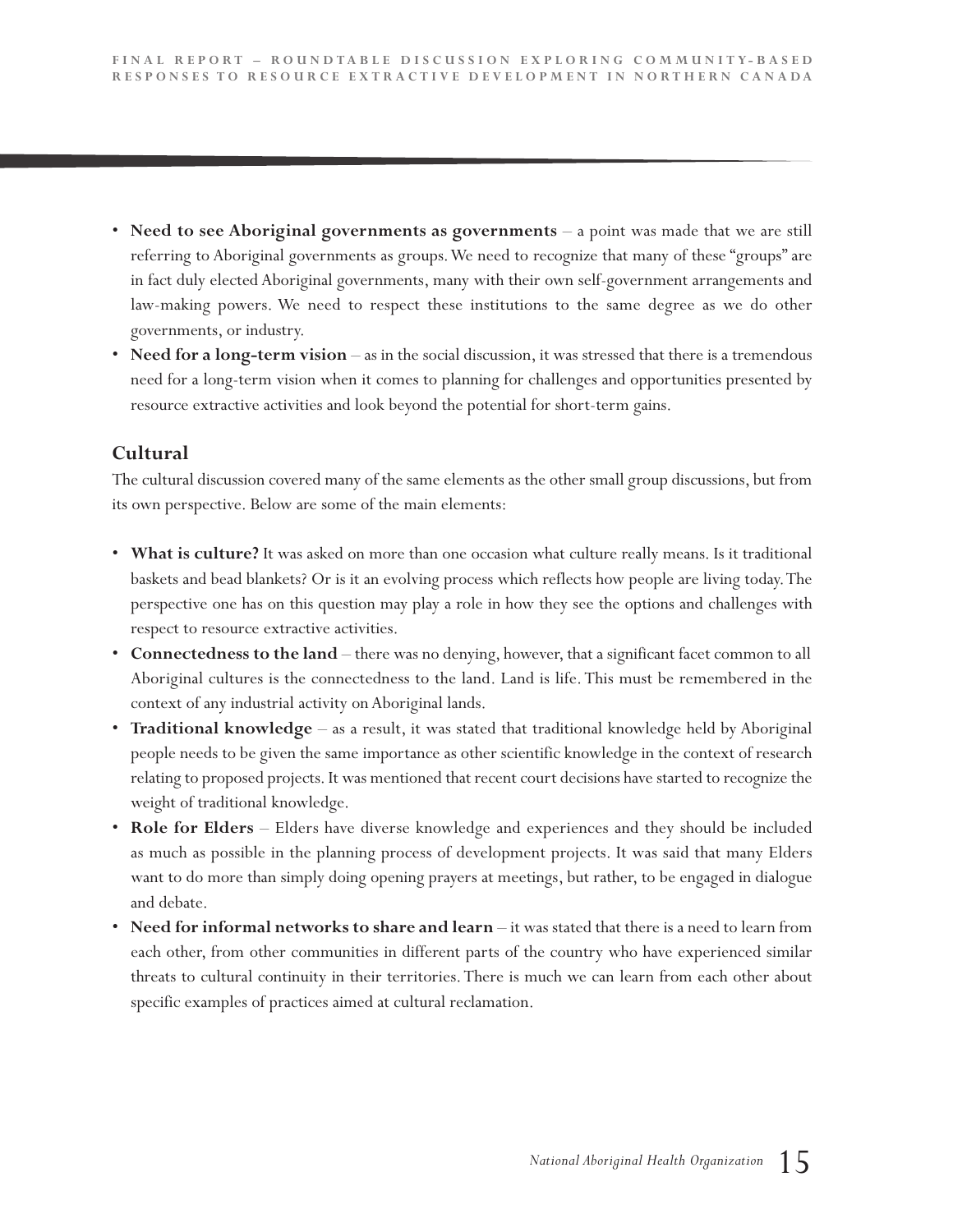- **Need to see Aboriginal governments as governments** – a point was made that we are still referring to Aboriginal governments as groups. We need to recognize that many of these "groups" are in fact duly elected Aboriginal governments, many with their own self-government arrangements and law-making powers. We need to respect these institutions to the same degree as we do other governments, or industry.
- **Need for a long-term vision** – as in the social discussion, it was stressed that there is a tremendous need for a long-term vision when it comes to planning for challenges and opportunities presented by resource extractive activities and look beyond the potential for short-term gains.

### Cultural

The cultural discussion covered many of the same elements as the other small group discussions, but from its own perspective. Below are some of the main elements:

- **What is culture?** It was asked on more than one occasion what culture really means. Is it traditional baskets and bead blankets? Or is it an evolving process which reflects how people are living today. The perspective one has on this question may play a role in how they see the options and challenges with respect to resource extractive activities.
- **Connectedness to the land** – there was no denying, however, that a significant facet common to all Aboriginal cultures is the connectedness to the land. Land is life. This must be remembered in the context of any industrial activity on Aboriginal lands.
- **Traditional knowledge** – as a result, it was stated that traditional knowledge held by Aboriginal people needs to be given the same importance as other scientific knowledge in the context of research relating to proposed projects. It was mentioned that recent court decisions have started to recognize the weight of traditional knowledge.
- **Role for Elders** – Elders have diverse knowledge and experiences and they should be included as much as possible in the planning process of development projects. It was said that many Elders want to do more than simply doing opening prayers at meetings, but rather, to be engaged in dialogue and debate.
- **Need for informal networks to share and learn** – it was stated that there is a need to learn from each other, from other communities in different parts of the country who have experienced similar threats to cultural continuity in their territories. There is much we can learn from each other about specific examples of practices aimed at cultural reclamation.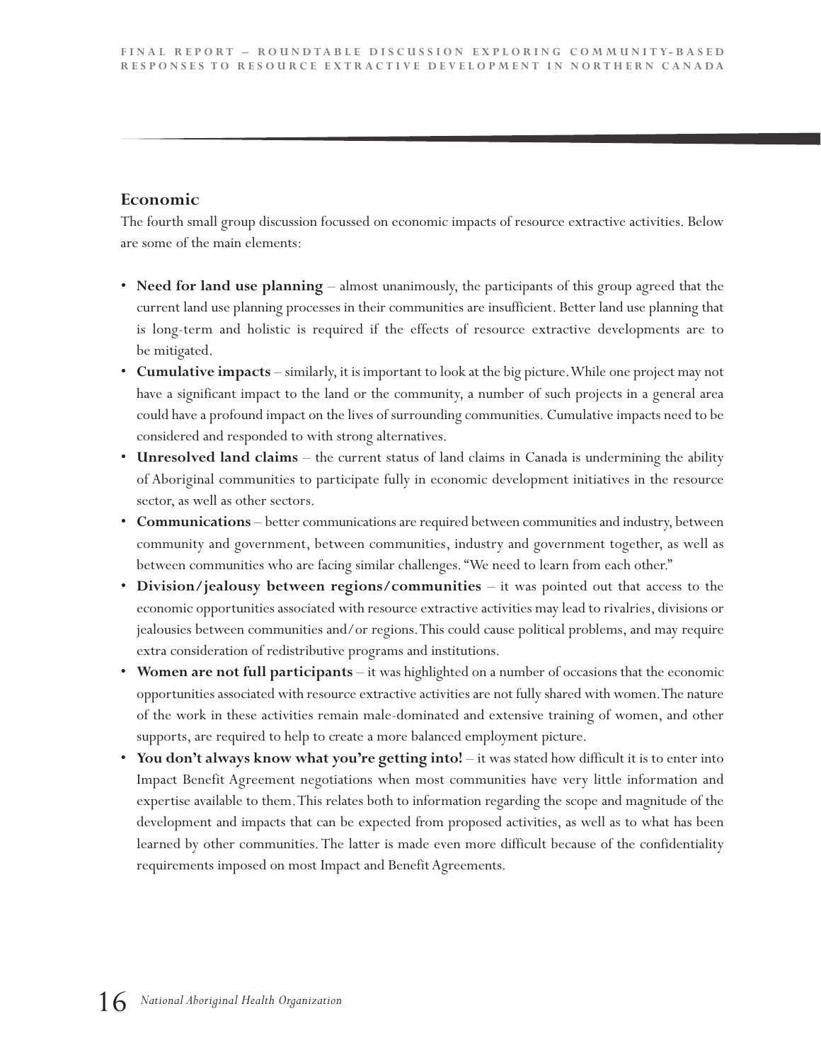## Economic

The fourth small group discussion focussed on economic impacts of resource extractive activities. Below are some of the main elements:

- **Need for land use planning** – almost unanimously, the participants of this group agreed that the current land use planning processes in their communities are insufficient. Better land use planning that is long-term and holistic is required if the effects of resource extractive developments are to be mitigated.
- **Cumulative impacts** – similarly, it is important to look at the big picture. While one project may not have a significant impact to the land or the community, a number of such projects in a general area could have a profound impact on the lives of surrounding communities. Cumulative impacts need to be considered and responded to with strong alternatives.
- **Unresolved land claims** – the current status of land claims in Canada is undermining the ability of Aboriginal communities to participate fully in economic development initiatives in the resource sector, as well as other sectors.
- **Communications** – better communications are required between communities and industry, between community and government, between communities, industry and government together, as well as between communities who are facing similar challenges. "We need to learn from each other."
- **Division/jealousy between regions/communities** – it was pointed out that access to the economic opportunities associated with resource extractive activities may lead to rivalries, divisions or jealousies between communities and/or regions. This could cause political problems, and may require extra consideration of redistributive programs and institutions.
- **Women are not full participants** – it was highlighted on a number of occasions that the economic opportunities associated with resource extractive activities are not fully shared with women. The nature of the work in these activities remain male-dominated and extensive training of women, and other supports, are required to help to create a more balanced employment picture.
- **You don't always know what you're getting into!** – it was stated how difficult it is to enter into Impact Benefit Agreement negotiations when most communities have very little information and expertise available to them. This relates both to information regarding the scope and magnitude of the development and impacts that can be expected from proposed activities, as well as to what has been learned by other communities. The latter is made even more difficult because of the confidentiality requirements imposed on most Impact and Benefit Agreements.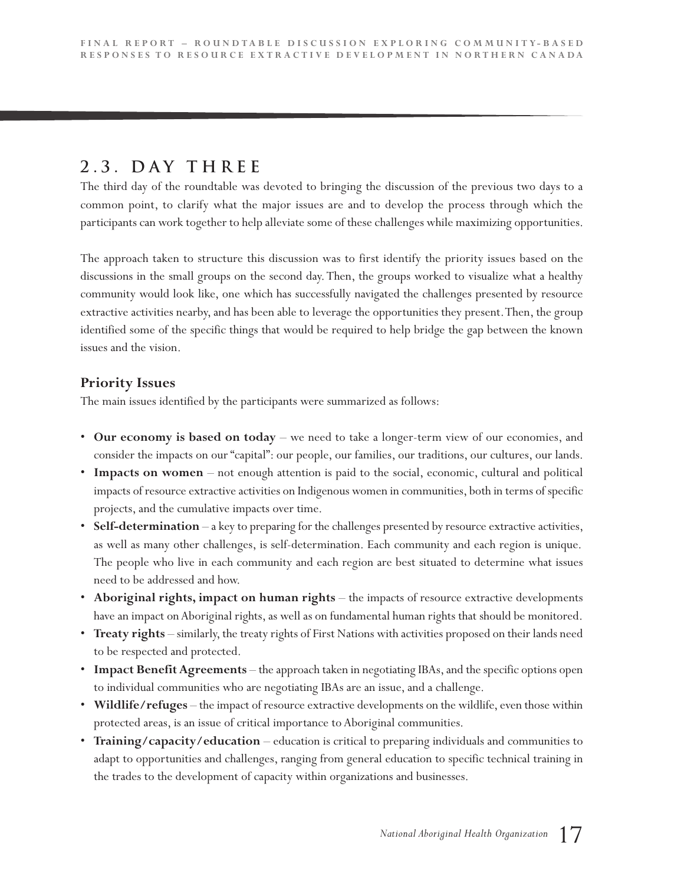## 2.3. DAY THREE

The third day of the roundtable was devoted to bringing the discussion of the previous two days to a common point, to clarify what the major issues are and to develop the process through which the participants can work together to help alleviate some of these challenges while maximizing opportunities.

The approach taken to structure this discussion was to first identify the priority issues based on the discussions in the small groups on the second day. Then, the groups worked to visualize what a healthy community would look like, one which has successfully navigated the challenges presented by resource extractive activities nearby, and has been able to leverage the opportunities they present. Then, the group identified some of the specific things that would be required to help bridge the gap between the known issues and the vision.

### Priority Issues

The main issues identified by the participants were summarized as follows:

- **Our economy is based on today** – we need to take a longer-term view of our economies, and consider the impacts on our "capital": our people, our families, our traditions, our cultures, our lands.
- **Impacts on women** – not enough attention is paid to the social, economic, cultural and political impacts of resource extractive activities on Indigenous women in communities, both in terms of specific projects, and the cumulative impacts over time.
- **Self-determination** – a key to preparing for the challenges presented by resource extractive activities, as well as many other challenges, is self-determination. Each community and each region is unique. The people who live in each community and each region are best situated to determine what issues need to be addressed and how.
- **Aboriginal rights, impact on human rights** – the impacts of resource extractive developments have an impact on Aboriginal rights, as well as on fundamental human rights that should be monitored.
- **Treaty rights** – similarly, the treaty rights of First Nations with activities proposed on their lands need to be respected and protected.
- **Impact Benefit Agreements** – the approach taken in negotiating IBAs, and the specific options open to individual communities who are negotiating IBAs are an issue, and a challenge.
- **Wildlife/refuges** – the impact of resource extractive developments on the wildlife, even those within protected areas, is an issue of critical importance to Aboriginal communities.
- **Training/capacity/education** – education is critical to preparing individuals and communities to adapt to opportunities and challenges, ranging from general education to specific technical training in the trades to the development of capacity within organizations and businesses.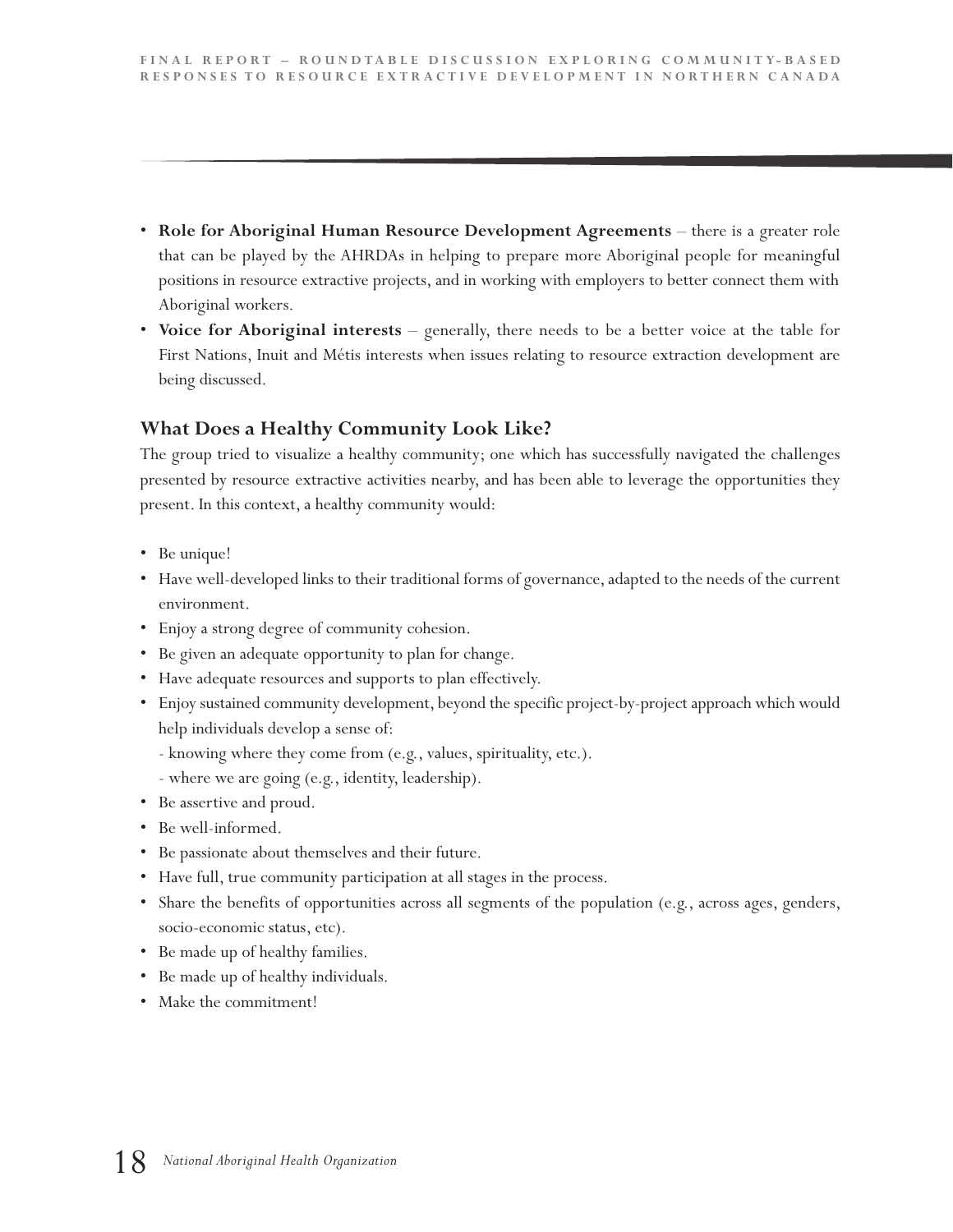- **Role for Aboriginal Human Resource Development Agreements** – there is a greater role that can be played by the AHRDAs in helping to prepare more Aboriginal people for meaningful positions in resource extractive projects, and in working with employers to better connect them with Aboriginal workers.
- **Voice for Aboriginal interests** – generally, there needs to be a better voice at the table for First Nations, Inuit and Métis interests when issues relating to resource extraction development are being discussed.

## What Does a Healthy Community Look Like?

The group tried to visualize a healthy community; one which has successfully navigated the challenges presented by resource extractive activities nearby, and has been able to leverage the opportunities they present. In this context, a healthy community would:

- Be unique!
- Have well-developed links to their traditional forms of governance, adapted to the needs of the current environment.
- Enjoy a strong degree of community cohesion.
- Be given an adequate opportunity to plan for change.
- Have adequate resources and supports to plan effectively.
- Enjoy sustained community development, beyond the specific project-by-project approach which would help individuals develop a sense of:
  - knowing where they come from (e.g., values, spirituality, etc.).
  - where we are going (e.g., identity, leadership).
- Be assertive and proud.
- Be well-informed.
- Be passionate about themselves and their future.
- Have full, true community participation at all stages in the process.
- Share the benefits of opportunities across all segments of the population (e.g., across ages, genders, socio-economic status, etc).
- Be made up of healthy families.
- Be made up of healthy individuals.
- Make the commitment!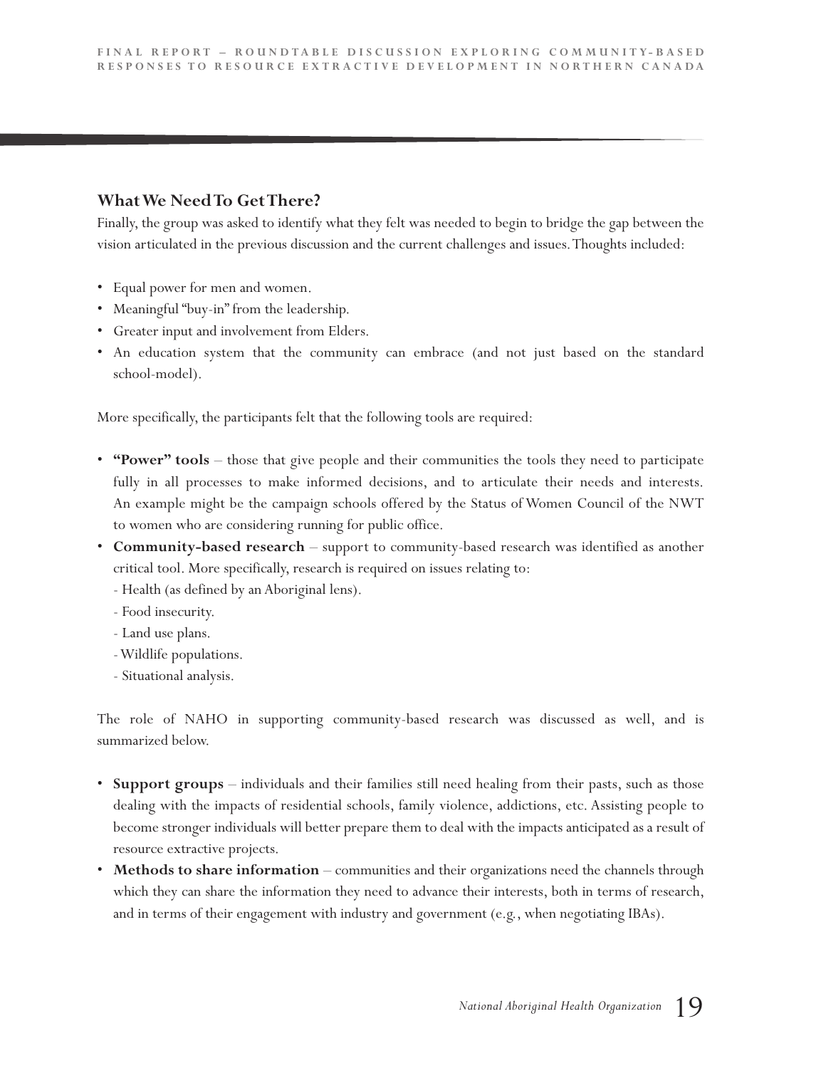## What We Need To Get There?

Finally, the group was asked to identify what they felt was needed to begin to bridge the gap between the vision articulated in the previous discussion and the current challenges and issues. Thoughts included:

- Equal power for men and women.
- Meaningful "buy-in" from the leadership.
- Greater input and involvement from Elders.
- An education system that the community can embrace (and not just based on the standard school-model).

More specifically, the participants felt that the following tools are required:

- **"Power" tools** – those that give people and their communities the tools they need to participate fully in all processes to make informed decisions, and to articulate their needs and interests. An example might be the campaign schools offered by the Status of Women Council of the NWT to women who are considering running for public office.
- **Community-based research** – support to community-based research was identified as another critical tool. More specifically, research is required on issues relating to:
  - Health (as defined by an Aboriginal lens).
  - Food insecurity.
  - Land use plans.
  - Wildlife populations.
  - Situational analysis.

The role of NAHO in supporting community-based research was discussed as well, and is summarized below.

- **Support groups** – individuals and their families still need healing from their pasts, such as those dealing with the impacts of residential schools, family violence, addictions, etc. Assisting people to become stronger individuals will better prepare them to deal with the impacts anticipated as a result of resource extractive projects.
- **Methods to share information** – communities and their organizations need the channels through which they can share the information they need to advance their interests, both in terms of research, and in terms of their engagement with industry and government (e.g., when negotiating IBAs).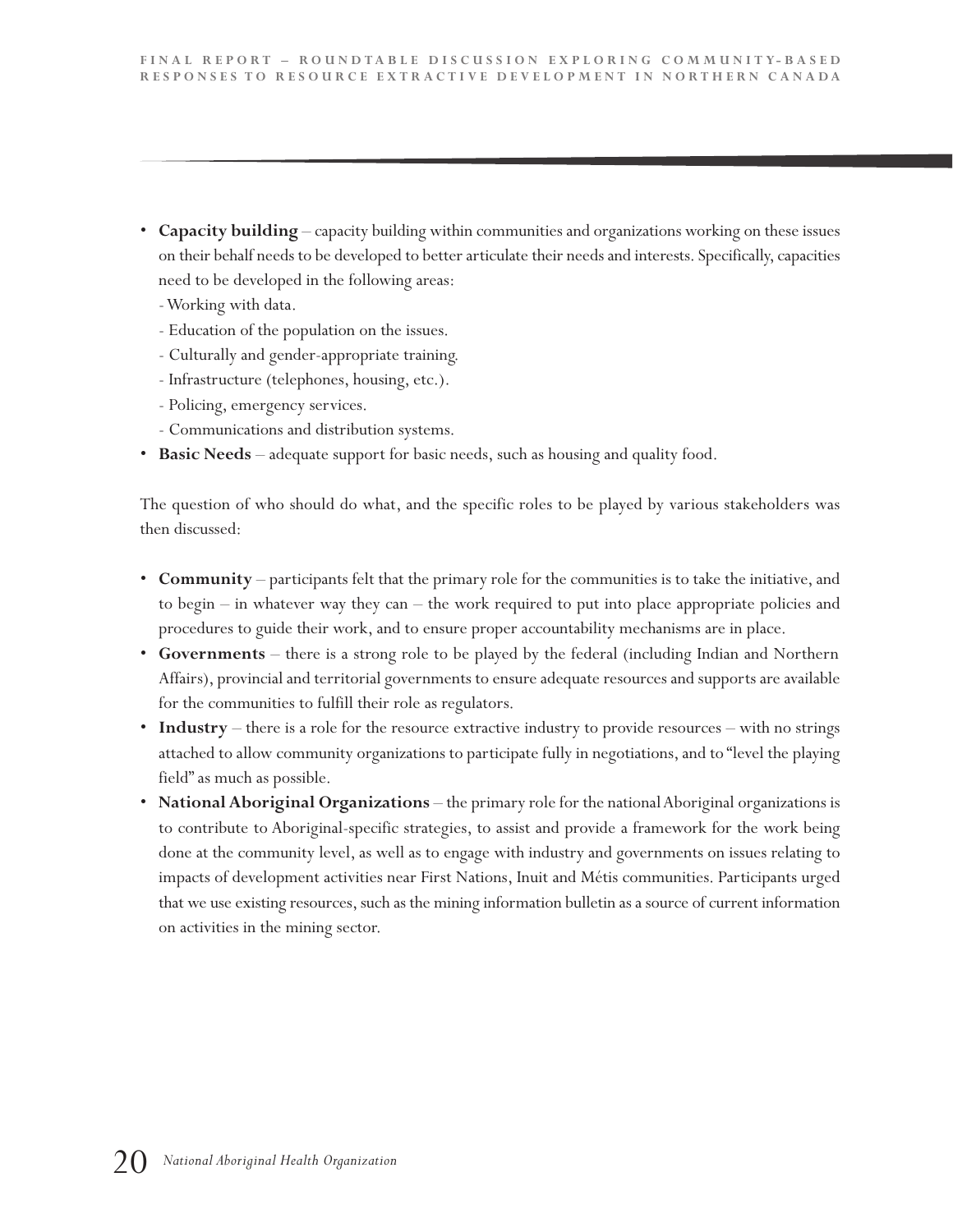- **Capacity building** – capacity building within communities and organizations working on these issues on their behalf needs to be developed to better articulate their needs and interests. Specifically, capacities need to be developed in the following areas:
  - Working with data.
  - Education of the population on the issues.
  - Culturally and gender-appropriate training.
  - Infrastructure (telephones, housing, etc.).
  - Policing, emergency services.
  - Communications and distribution systems.
- **Basic Needs** – adequate support for basic needs, such as housing and quality food.

The question of who should do what, and the specific roles to be played by various stakeholders was then discussed:

- **Community** – participants felt that the primary role for the communities is to take the initiative, and to begin – in whatever way they can – the work required to put into place appropriate policies and procedures to guide their work, and to ensure proper accountability mechanisms are in place.
- **Governments** – there is a strong role to be played by the federal (including Indian and Northern Affairs), provincial and territorial governments to ensure adequate resources and supports are available for the communities to fulfill their role as regulators.
- **Industry** – there is a role for the resource extractive industry to provide resources – with no strings attached to allow community organizations to participate fully in negotiations, and to "level the playing field" as much as possible.
- **National Aboriginal Organizations** – the primary role for the national Aboriginal organizations is to contribute to Aboriginal-specific strategies, to assist and provide a framework for the work being done at the community level, as well as to engage with industry and governments on issues relating to impacts of development activities near First Nations, Inuit and Métis communities. Participants urged that we use existing resources, such as the mining information bulletin as a source of current information on activities in the mining sector.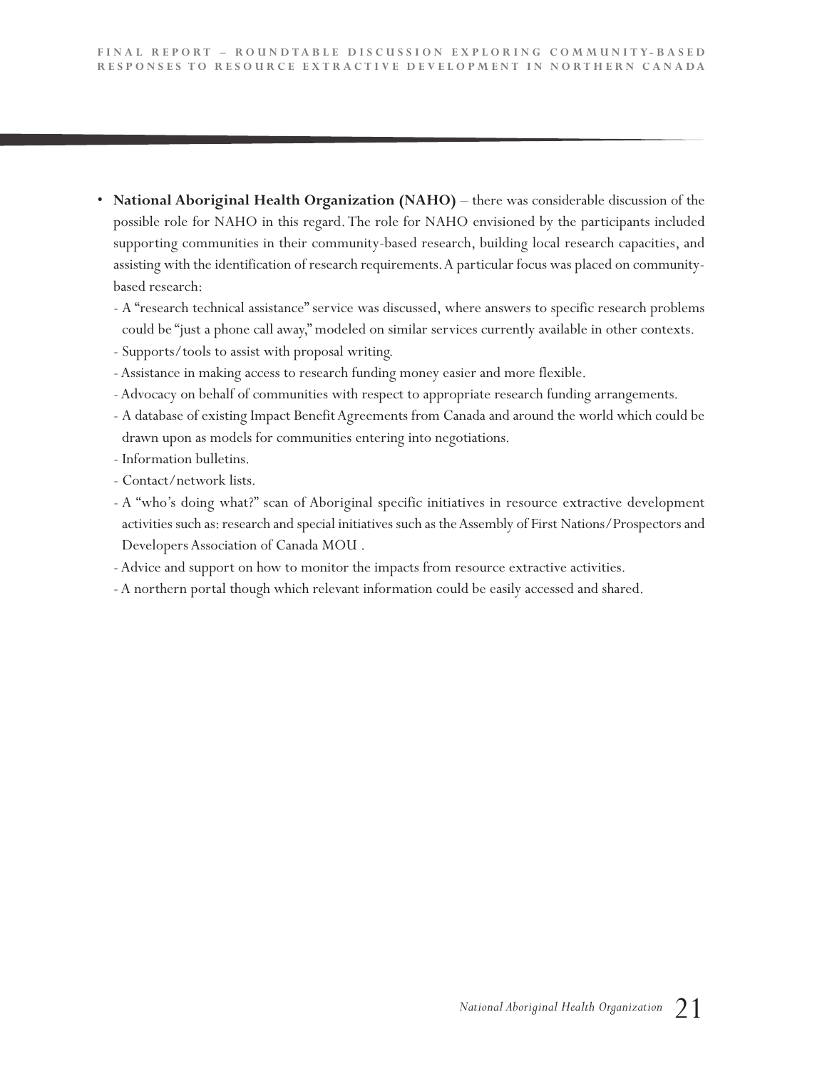- **National Aboriginal Health Organization (NAHO)** – there was considerable discussion of the possible role for NAHO in this regard. The role for NAHO envisioned by the participants included supporting communities in their community-based research, building local research capacities, and assisting with the identification of research requirements. A particular focus was placed on community-based research:
  - A "research technical assistance" service was discussed, where answers to specific research problems could be "just a phone call away," modeled on similar services currently available in other contexts.
  - Supports/tools to assist with proposal writing.
  - Assistance in making access to research funding money easier and more flexible.
  - Advocacy on behalf of communities with respect to appropriate research funding arrangements.
  - A database of existing Impact Benefit Agreements from Canada and around the world which could be drawn upon as models for communities entering into negotiations.
  - Information bulletins.
  - Contact/network lists.
  - A "who's doing what?" scan of Aboriginal specific initiatives in resource extractive development activities such as: research and special initiatives such as the Assembly of First Nations/Prospectors and Developers Association of Canada MOU .
  - Advice and support on how to monitor the impacts from resource extractive activities.
  - A northern portal though which relevant information could be easily accessed and shared.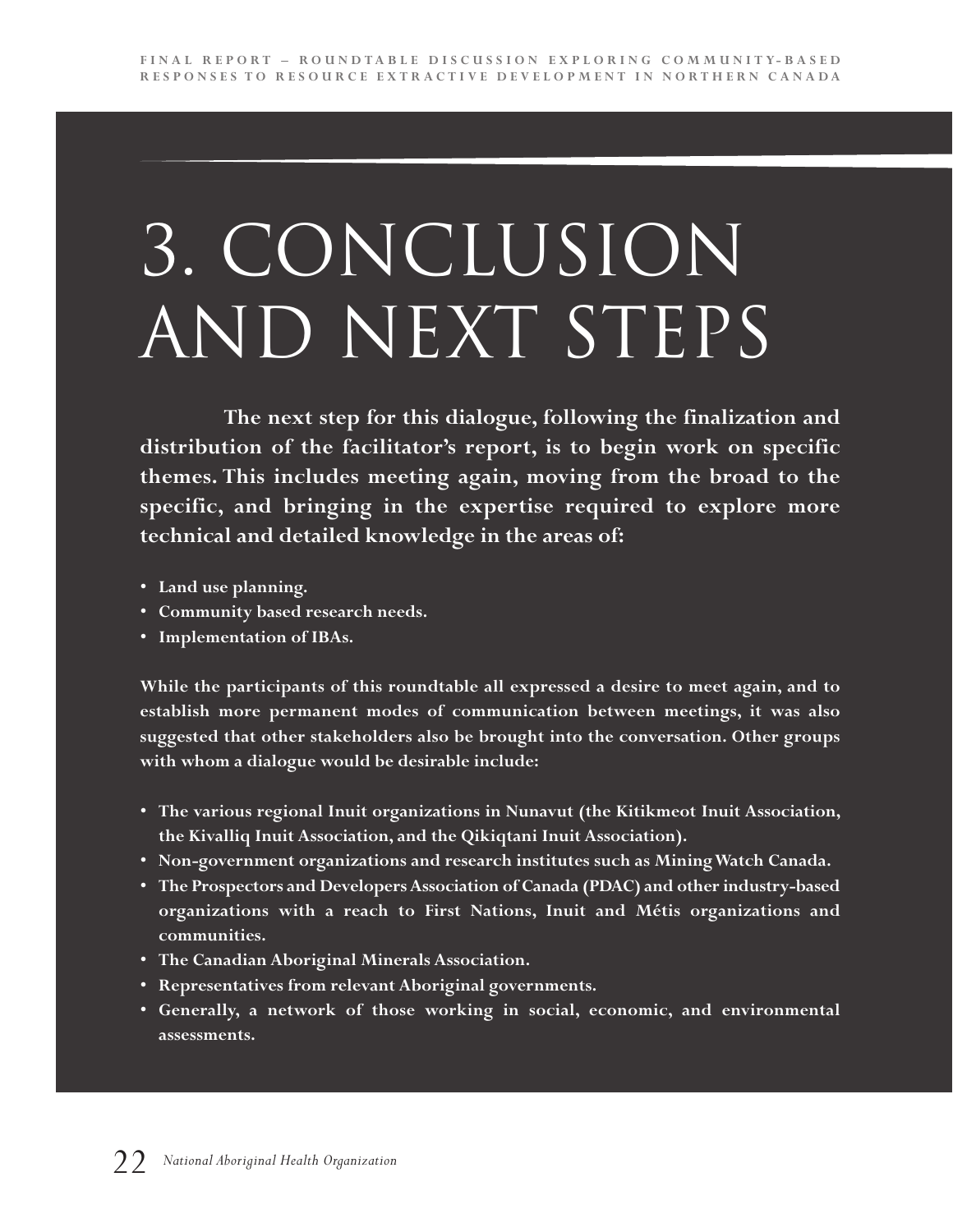# 3. CONCLUSION AND NEXT STEPS

**The next step for this dialogue, following the finalization and distribution of the facilitator's report, is to begin work on specific themes. This includes meeting again, moving from the broad to the specific, and bringing in the expertise required to explore more technical and detailed knowledge in the areas of:**

- **Land use planning.**
- **Community based research needs.**
- **Implementation of IBAs.**

**While the participants of this roundtable all expressed a desire to meet again, and to establish more permanent modes of communication between meetings, it was also suggested that other stakeholders also be brought into the conversation. Other groups with whom a dialogue would be desirable include:**

- **The various regional Inuit organizations in Nunavut (the Kitikmeot Inuit Association, the Kivalliq Inuit Association, and the Qikiqtani Inuit Association).**
- **Non-government organizations and research institutes such as Mining Watch Canada.**
- **The Prospectors and Developers Association of Canada (PDAC) and other industry-based organizations with a reach to First Nations, Inuit and Métis organizations and communities.**
- **The Canadian Aboriginal Minerals Association.**
- **Representatives from relevant Aboriginal governments.**
- **Generally, a network of those working in social, economic, and environmental assessments.**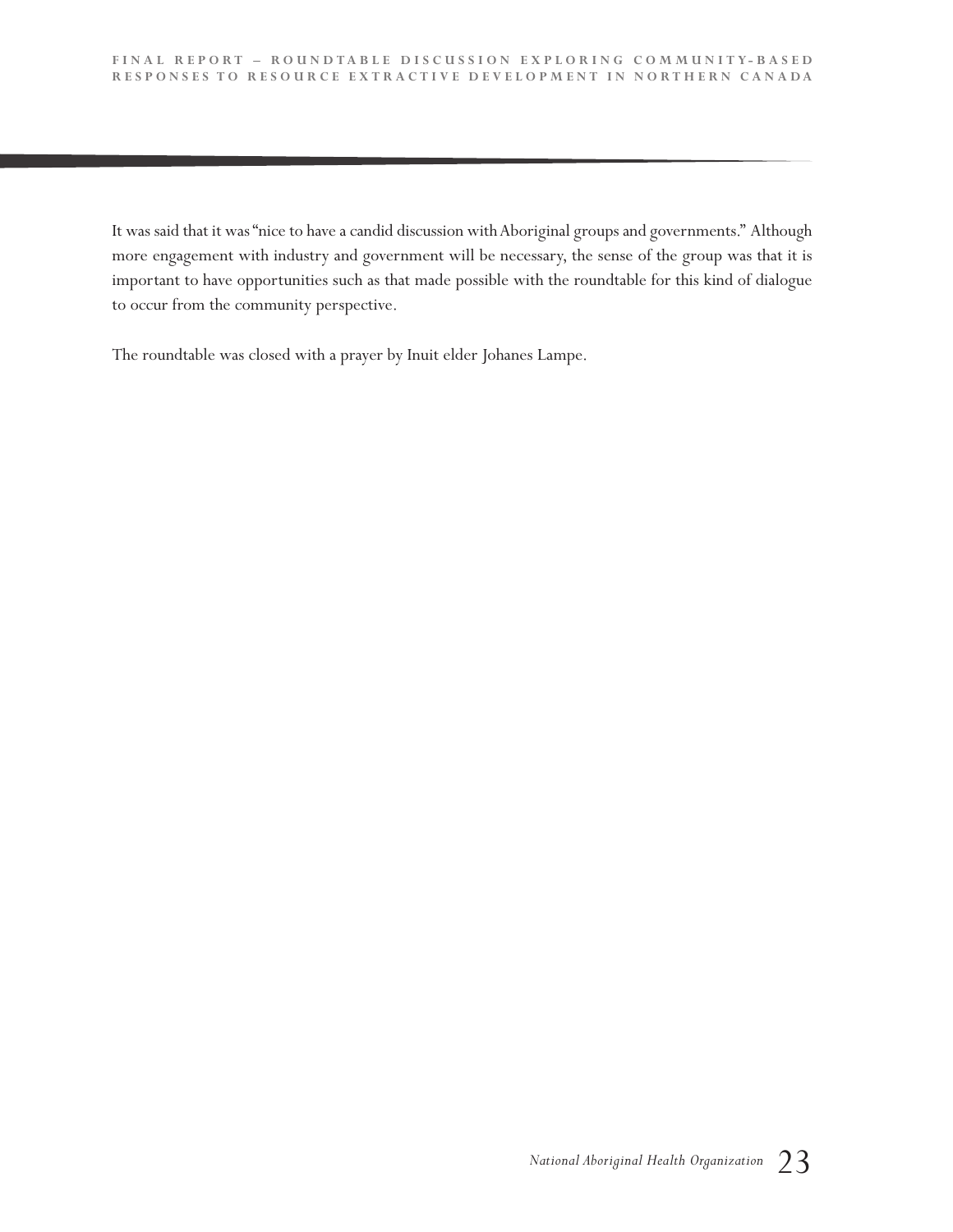It was said that it was "nice to have a candid discussion with Aboriginal groups and governments." Although more engagement with industry and government will be necessary, the sense of the group was that it is important to have opportunities such as that made possible with the roundtable for this kind of dialogue to occur from the community perspective.

The roundtable was closed with a prayer by Inuit elder Johanes Lampe.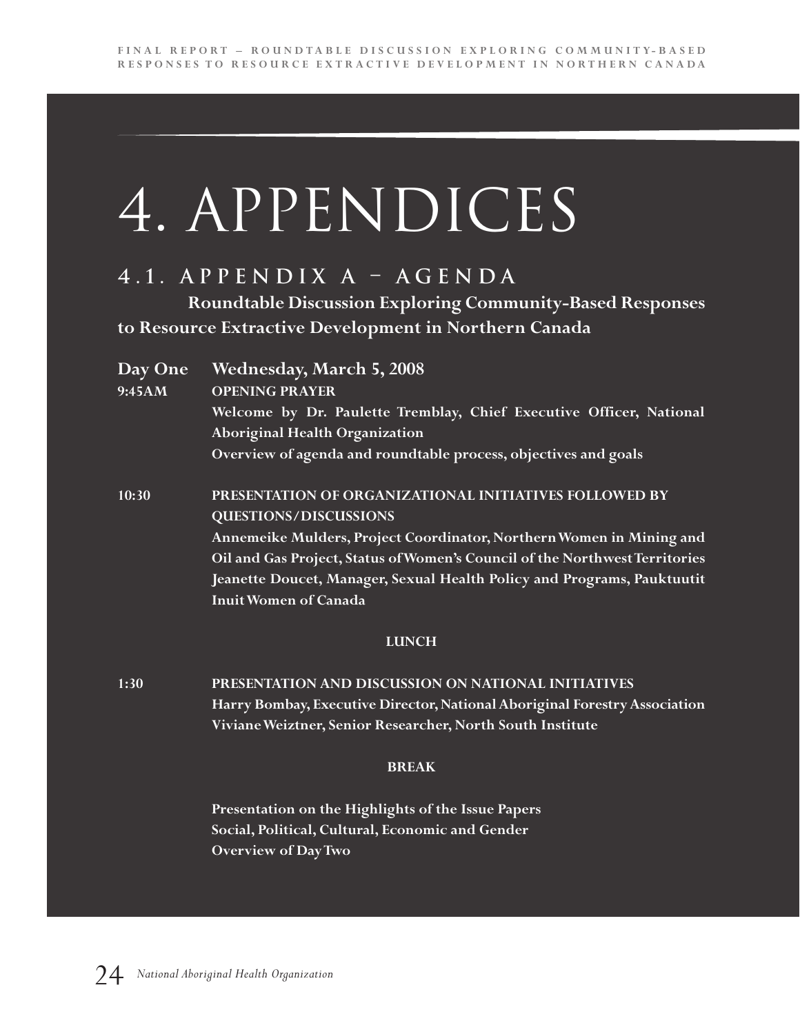# 4. APPENDICES

## 4.1. APPENDIX A – AGENDA

**Roundtable Discussion Exploring Community-Based Responses to Resource Extractive Development in Northern Canada**

**Day One Wednesday, March 5, 2008**

**9:45AM OPENING PRAYER**

**Welcome by Dr. Paulette Tremblay, Chief Executive Officer, National Aboriginal Health Organization**

**Overview of agenda and roundtable process, objectives and goals**

**10:30 PRESENTATION OF ORGANIZATIONAL INITIATIVES FOLLOWED BY QUESTIONS/DISCUSSIONS**

**Annemeike Mulders, Project Coordinator, Northern Women in Mining and Oil and Gas Project, Status of Women's Council of the Northwest Territories**

**Jeanette Doucet, Manager, Sexual Health Policy and Programs, Pauktuutit Inuit Women of Canada**

**LUNCH**

**1:30 PRESENTATION AND DISCUSSION ON NATIONAL INITIATIVES**

**Harry Bombay, Executive Director, National Aboriginal Forestry Association**

**Viviane Weiztner, Senior Researcher, North South Institute**

**BREAK**

**Presentation on the Highlights of the Issue Papers**

**Social, Political, Cultural, Economic and Gender**

**Overview of Day Two**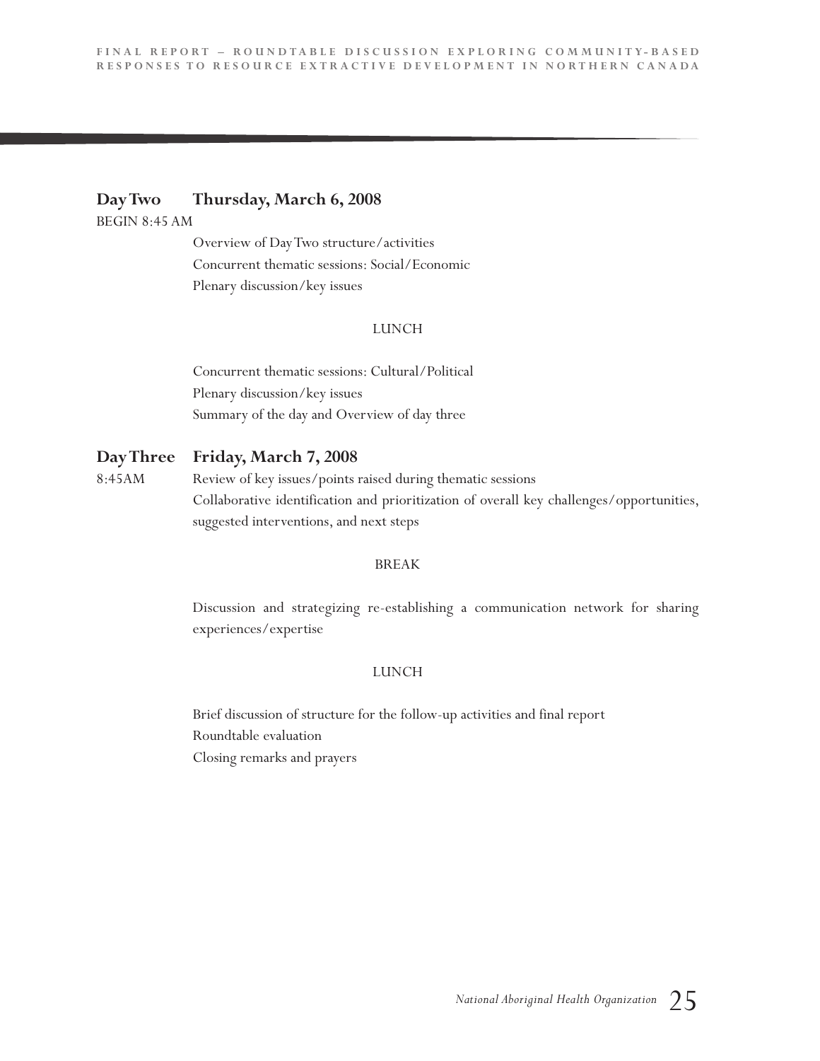**Day Two Thursday, March 6, 2008**

BEGIN 8:45 AM

Overview of Day Two structure/activities
Concurrent thematic sessions: Social/Economic
Plenary discussion/key issues

LUNCH

Concurrent thematic sessions: Cultural/Political
Plenary discussion/key issues
Summary of the day and Overview of day three

**Day Three Friday, March 7, 2008**

8:45AM Review of key issues/points raised during thematic sessions
Collaborative identification and prioritization of overall key challenges/opportunities, suggested interventions, and next steps

BREAK

Discussion and strategizing re-establishing a communication network for sharing experiences/expertise

LUNCH

Brief discussion of structure for the follow-up activities and final report
Roundtable evaluation
Closing remarks and prayers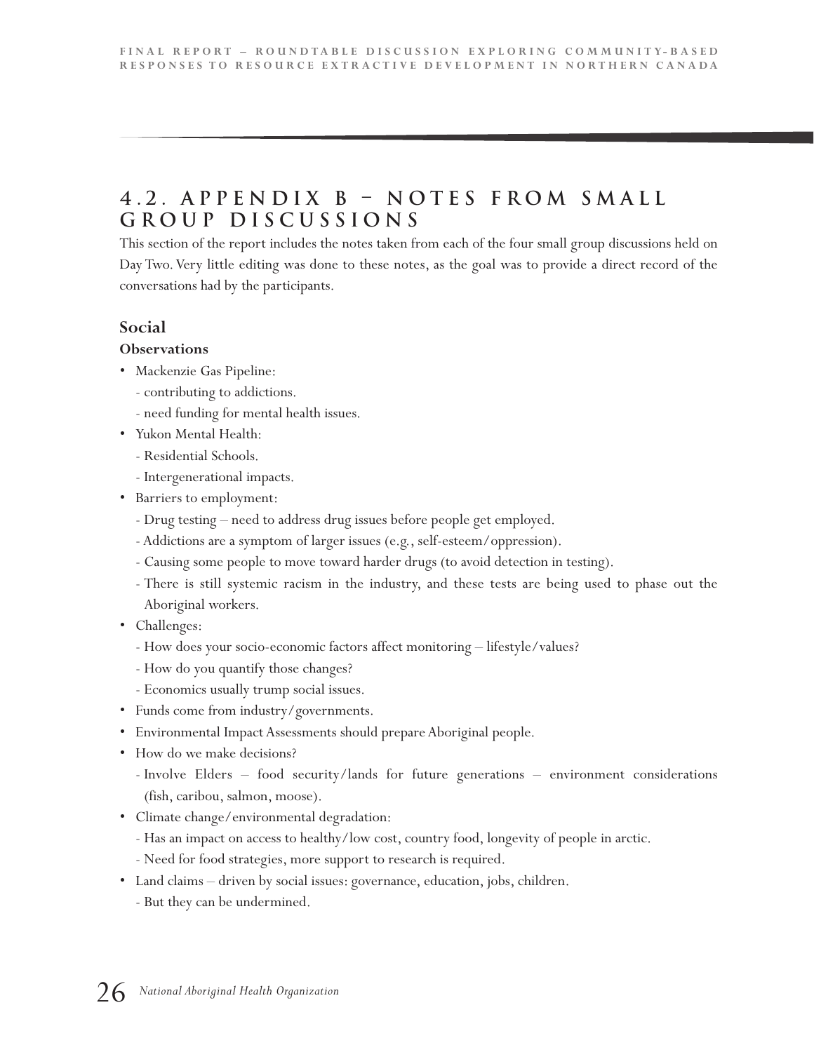## 4.2. APPENDIX B – NOTES FROM SMALL GROUP DISCUSSIONS

This section of the report includes the notes taken from each of the four small group discussions held on Day Two. Very little editing was done to these notes, as the goal was to provide a direct record of the conversations had by the participants.

### Social

#### Observations

- Mackenzie Gas Pipeline:
  - contributing to addictions.
  - need funding for mental health issues.
- Yukon Mental Health:
  - Residential Schools.
  - Intergenerational impacts.
- Barriers to employment:
  - Drug testing – need to address drug issues before people get employed.
  - Addictions are a symptom of larger issues (e.g., self-esteem/oppression).
  - Causing some people to move toward harder drugs (to avoid detection in testing).
  - There is still systemic racism in the industry, and these tests are being used to phase out the Aboriginal workers.
- Challenges:
  - How does your socio-economic factors affect monitoring – lifestyle/values?
  - How do you quantify those changes?
  - Economics usually trump social issues.
- Funds come from industry/governments.
- Environmental Impact Assessments should prepare Aboriginal people.
- How do we make decisions?
  - Involve Elders – food security/lands for future generations – environment considerations (fish, caribou, salmon, moose).
- Climate change/environmental degradation:
  - Has an impact on access to healthy/low cost, country food, longevity of people in arctic.
  - Need for food strategies, more support to research is required.
- Land claims – driven by social issues: governance, education, jobs, children.
  - But they can be undermined.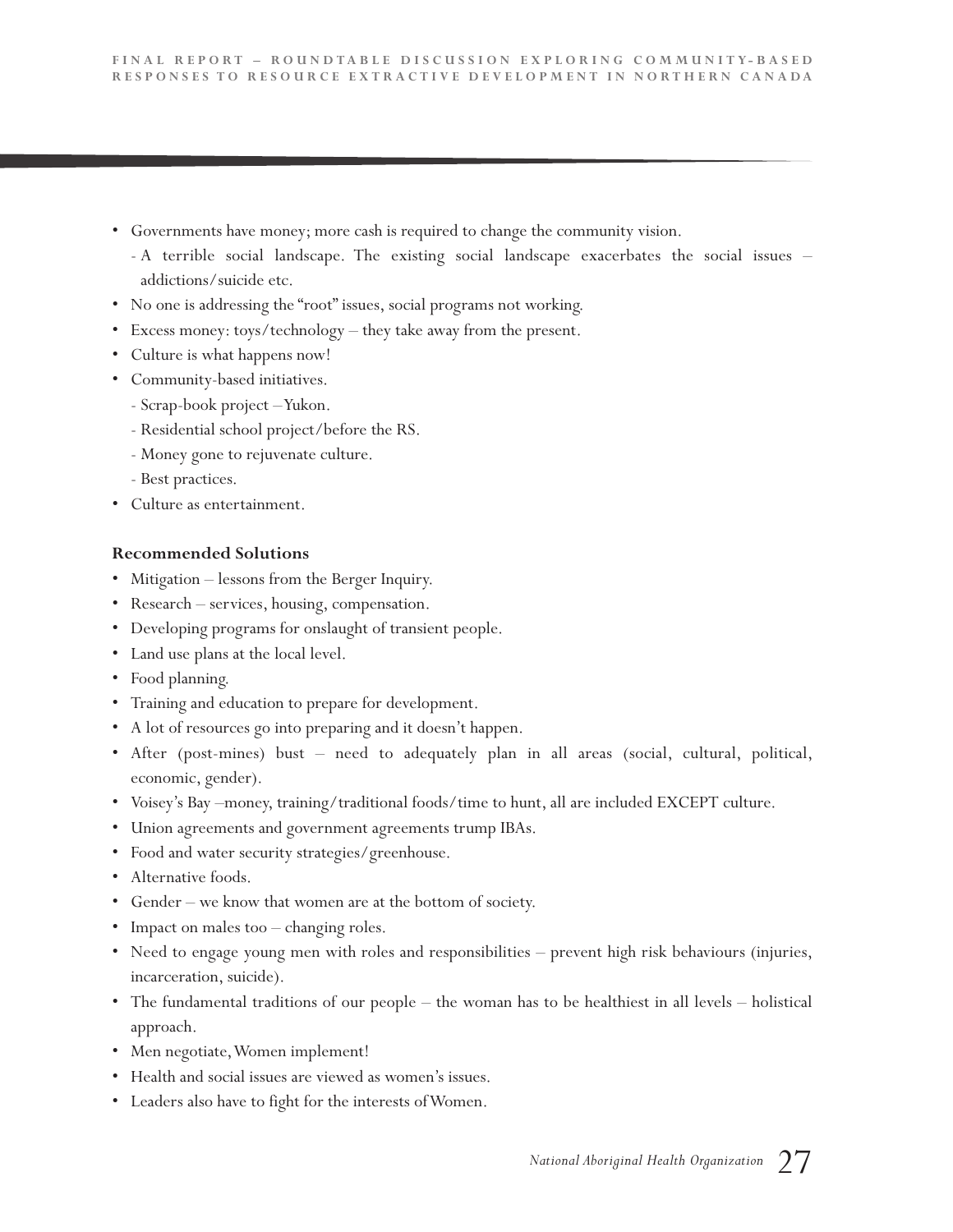- Governments have money; more cash is required to change the community vision.
  - A terrible social landscape. The existing social landscape exacerbates the social issues – addictions/suicide etc.
- No one is addressing the "root" issues, social programs not working.
- Excess money: toys/technology – they take away from the present.
- Culture is what happens now!
- Community-based initiatives.
  - Scrap-book project – Yukon.
  - Residential school project/before the RS.
  - Money gone to rejuvenate culture.
  - Best practices.
- Culture as entertainment.

**Recommended Solutions**

- Mitigation – lessons from the Berger Inquiry.
- Research – services, housing, compensation.
- Developing programs for onslaught of transient people.
- Land use plans at the local level.
- Food planning.
- Training and education to prepare for development.
- A lot of resources go into preparing and it doesn't happen.
- After (post-mines) bust – need to adequately plan in all areas (social, cultural, political, economic, gender).
- Voisey's Bay – money, training/traditional foods/time to hunt, all are included EXCEPT culture.
- Union agreements and government agreements trump IBAs.
- Food and water security strategies/greenhouse.
- Alternative foods.
- Gender – we know that women are at the bottom of society.
- Impact on males too – changing roles.
- Need to engage young men with roles and responsibilities – prevent high risk behaviours (injuries, incarceration, suicide).
- The fundamental traditions of our people – the woman has to be healthiest in all levels – holistical approach.
- Men negotiate, Women implement!
- Health and social issues are viewed as women's issues.
- Leaders also have to fight for the interests of Women.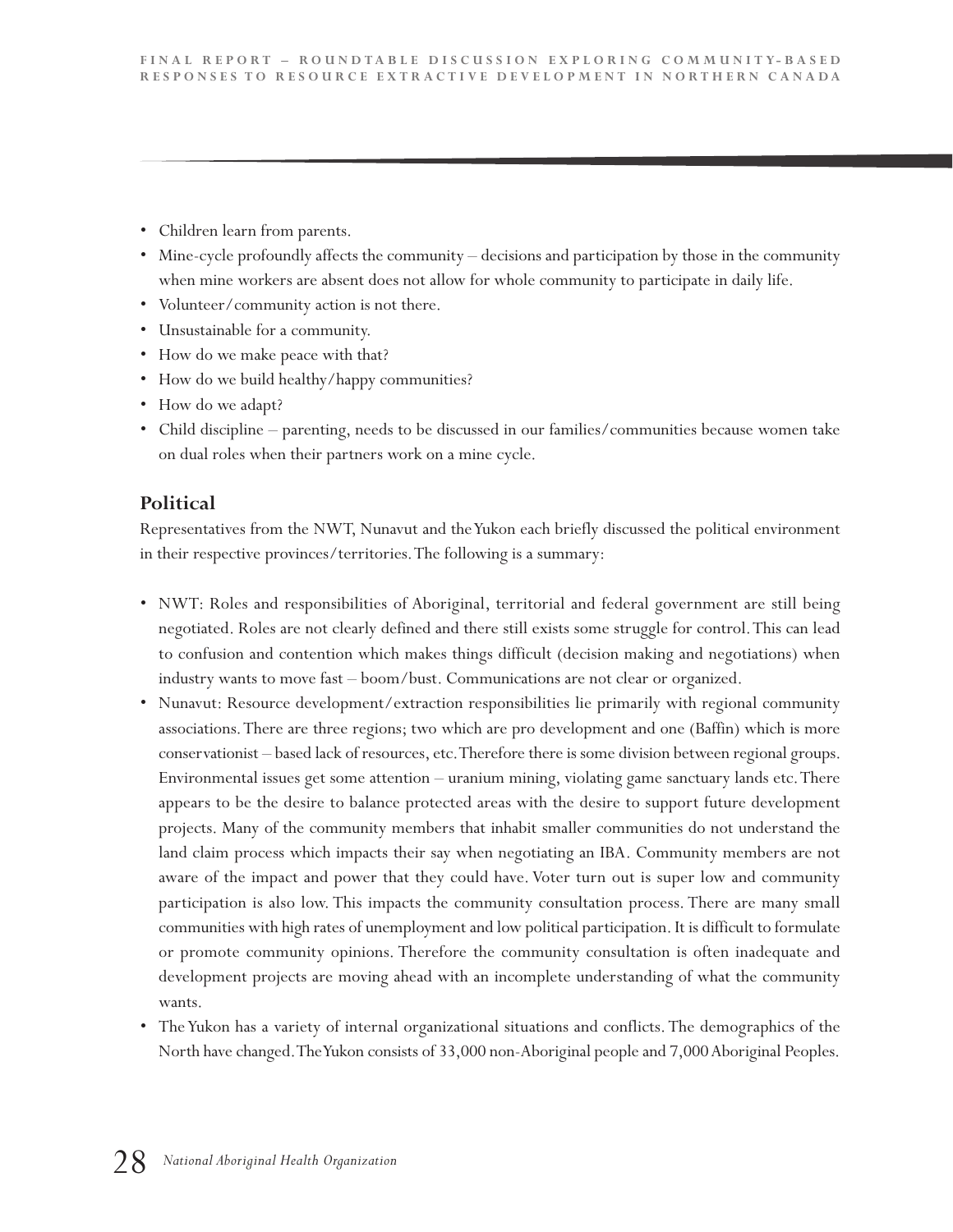- Children learn from parents.
- Mine-cycle profoundly affects the community – decisions and participation by those in the community when mine workers are absent does not allow for whole community to participate in daily life.
- Volunteer/community action is not there.
- Unsustainable for a community.
- How do we make peace with that?
- How do we build healthy/happy communities?
- How do we adapt?
- Child discipline – parenting, needs to be discussed in our families/communities because women take on dual roles when their partners work on a mine cycle.

## Political

Representatives from the NWT, Nunavut and the Yukon each briefly discussed the political environment in their respective provinces/territories. The following is a summary:

- NWT: Roles and responsibilities of Aboriginal, territorial and federal government are still being negotiated. Roles are not clearly defined and there still exists some struggle for control. This can lead to confusion and contention which makes things difficult (decision making and negotiations) when industry wants to move fast – boom/bust. Communications are not clear or organized.
- Nunavut: Resource development/extraction responsibilities lie primarily with regional community associations. There are three regions; two which are pro development and one (Baffin) which is more conservationist – based lack of resources, etc. Therefore there is some division between regional groups. Environmental issues get some attention – uranium mining, violating game sanctuary lands etc. There appears to be the desire to balance protected areas with the desire to support future development projects. Many of the community members that inhabit smaller communities do not understand the land claim process which impacts their say when negotiating an IBA. Community members are not aware of the impact and power that they could have. Voter turn out is super low and community participation is also low. This impacts the community consultation process. There are many small communities with high rates of unemployment and low political participation. It is difficult to formulate or promote community opinions. Therefore the community consultation is often inadequate and development projects are moving ahead with an incomplete understanding of what the community wants.
- The Yukon has a variety of internal organizational situations and conflicts. The demographics of the North have changed. The Yukon consists of 33,000 non-Aboriginal people and 7,000 Aboriginal Peoples.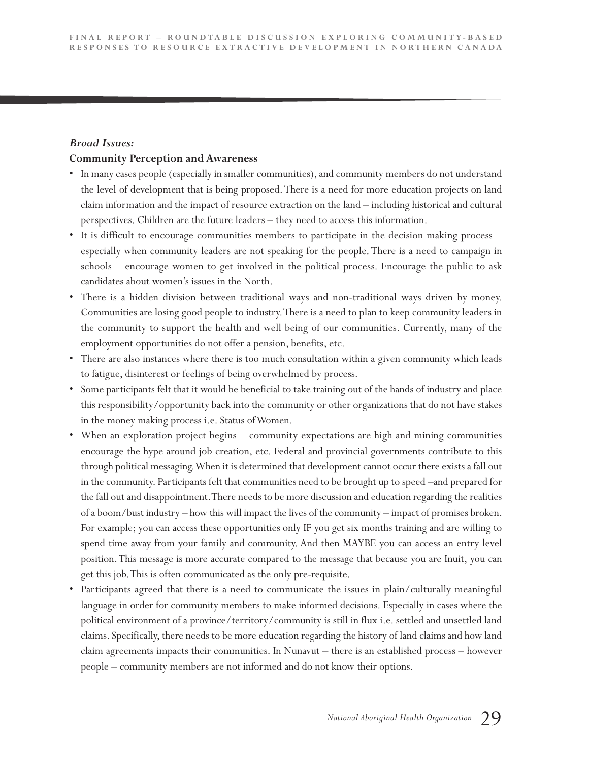***Broad Issues:***

**Community Perception and Awareness**

- In many cases people (especially in smaller communities), and community members do not understand the level of development that is being proposed. There is a need for more education projects on land claim information and the impact of resource extraction on the land – including historical and cultural perspectives. Children are the future leaders – they need to access this information.
- It is difficult to encourage communities members to participate in the decision making process – especially when community leaders are not speaking for the people. There is a need to campaign in schools – encourage women to get involved in the political process. Encourage the public to ask candidates about women's issues in the North.
- There is a hidden division between traditional ways and non-traditional ways driven by money. Communities are losing good people to industry. There is a need to plan to keep community leaders in the community to support the health and well being of our communities. Currently, many of the employment opportunities do not offer a pension, benefits, etc.
- There are also instances where there is too much consultation within a given community which leads to fatigue, disinterest or feelings of being overwhelmed by process.
- Some participants felt that it would be beneficial to take training out of the hands of industry and place this responsibility/opportunity back into the community or other organizations that do not have stakes in the money making process i.e. Status of Women.
- When an exploration project begins – community expectations are high and mining communities encourage the hype around job creation, etc. Federal and provincial governments contribute to this through political messaging. When it is determined that development cannot occur there exists a fall out in the community. Participants felt that communities need to be brought up to speed –and prepared for the fall out and disappointment. There needs to be more discussion and education regarding the realities of a boom/bust industry – how this will impact the lives of the community – impact of promises broken. For example; you can access these opportunities only IF you get six months training and are willing to spend time away from your family and community. And then MAYBE you can access an entry level position. This message is more accurate compared to the message that because you are Inuit, you can get this job. This is often communicated as the only pre-requisite.
- Participants agreed that there is a need to communicate the issues in plain/culturally meaningful language in order for community members to make informed decisions. Especially in cases where the political environment of a province/territory/community is still in flux i.e. settled and unsettled land claims. Specifically, there needs to be more education regarding the history of land claims and how land claim agreements impacts their communities. In Nunavut – there is an established process – however people – community members are not informed and do not know their options.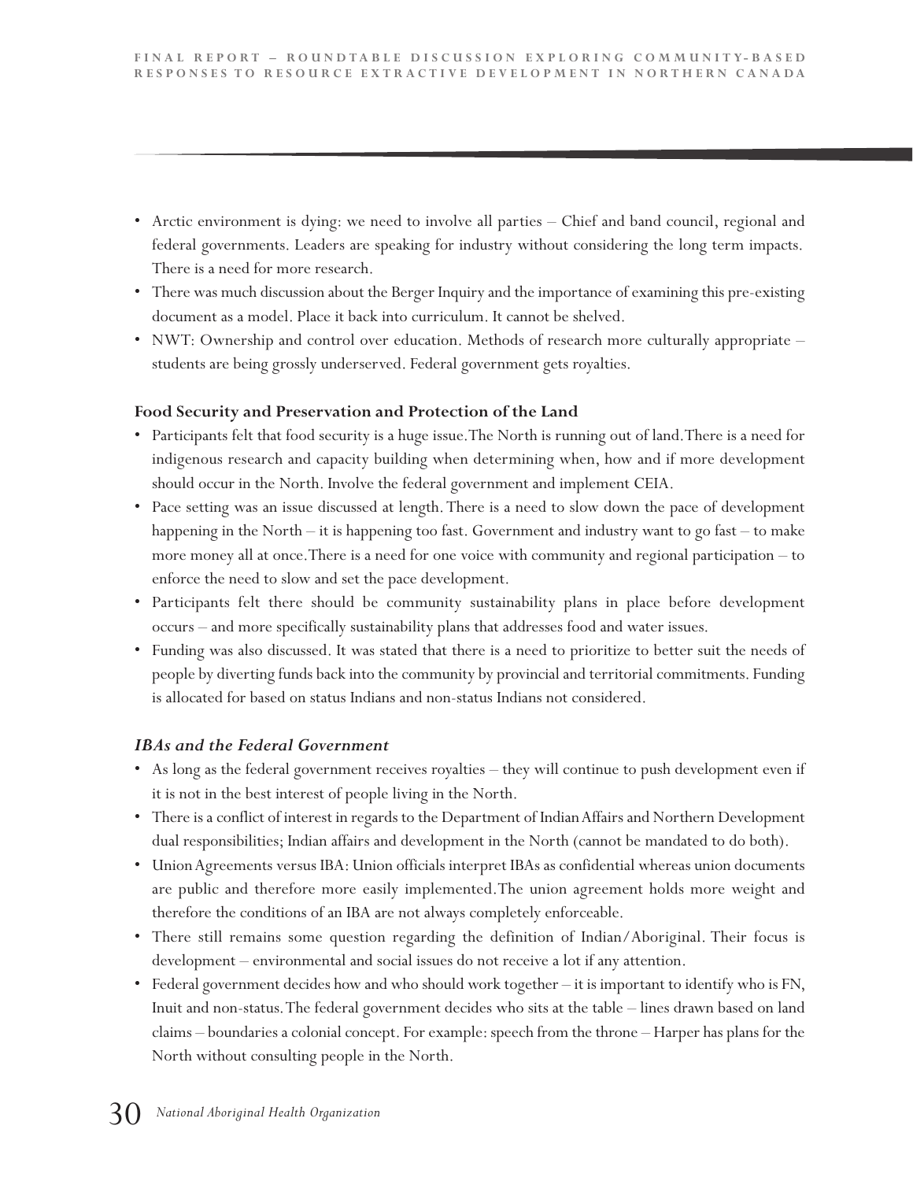- Arctic environment is dying: we need to involve all parties – Chief and band council, regional and federal governments. Leaders are speaking for industry without considering the long term impacts. There is a need for more research.
- There was much discussion about the Berger Inquiry and the importance of examining this pre-existing document as a model. Place it back into curriculum. It cannot be shelved.
- NWT: Ownership and control over education. Methods of research more culturally appropriate – students are being grossly underserved. Federal government gets royalties.

**Food Security and Preservation and Protection of the Land**

- Participants felt that food security is a huge issue. The North is running out of land. There is a need for indigenous research and capacity building when determining when, how and if more development should occur in the North. Involve the federal government and implement CEIA.
- Pace setting was an issue discussed at length. There is a need to slow down the pace of development happening in the North – it is happening too fast. Government and industry want to go fast – to make more money all at once. There is a need for one voice with community and regional participation – to enforce the need to slow and set the pace development.
- Participants felt there should be community sustainability plans in place before development occurs – and more specifically sustainability plans that addresses food and water issues.
- Funding was also discussed. It was stated that there is a need to prioritize to better suit the needs of people by diverting funds back into the community by provincial and territorial commitments. Funding is allocated for based on status Indians and non-status Indians not considered.

***IBAs and the Federal Government***

- As long as the federal government receives royalties – they will continue to push development even if it is not in the best interest of people living in the North.
- There is a conflict of interest in regards to the Department of Indian Affairs and Northern Development dual responsibilities; Indian affairs and development in the North (cannot be mandated to do both).
- Union Agreements versus IBA: Union officials interpret IBAs as confidential whereas union documents are public and therefore more easily implemented. The union agreement holds more weight and therefore the conditions of an IBA are not always completely enforceable.
- There still remains some question regarding the definition of Indian/Aboriginal. Their focus is development – environmental and social issues do not receive a lot if any attention.
- Federal government decides how and who should work together – it is important to identify who is FN, Inuit and non-status. The federal government decides who sits at the table – lines drawn based on land claims – boundaries a colonial concept. For example: speech from the throne – Harper has plans for the North without consulting people in the North.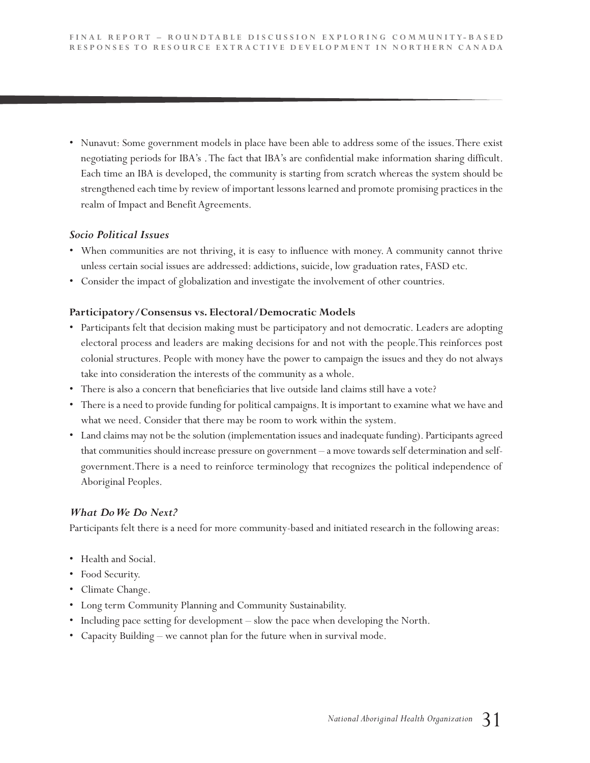- Nunavut: Some government models in place have been able to address some of the issues. There exist negotiating periods for IBA's . The fact that IBA's are confidential make information sharing difficult. Each time an IBA is developed, the community is starting from scratch whereas the system should be strengthened each time by review of important lessons learned and promote promising practices in the realm of Impact and Benefit Agreements.

### *Socio Political Issues*

- When communities are not thriving, it is easy to influence with money. A community cannot thrive unless certain social issues are addressed: addictions, suicide, low graduation rates, FASD etc.
- Consider the impact of globalization and investigate the involvement of other countries.

### **Participatory/Consensus vs. Electoral/Democratic Models**

- Participants felt that decision making must be participatory and not democratic. Leaders are adopting electoral process and leaders are making decisions for and not with the people. This reinforces post colonial structures. People with money have the power to campaign the issues and they do not always take into consideration the interests of the community as a whole.
- There is also a concern that beneficiaries that live outside land claims still have a vote?
- There is a need to provide funding for political campaigns. It is important to examine what we have and what we need. Consider that there may be room to work within the system.
- Land claims may not be the solution (implementation issues and inadequate funding). Participants agreed that communities should increase pressure on government – a move towards self determination and self-government. There is a need to reinforce terminology that recognizes the political independence of Aboriginal Peoples.

### *What Do We Do Next?*

Participants felt there is a need for more community-based and initiated research in the following areas:

- Health and Social.
- Food Security.
- Climate Change.
- Long term Community Planning and Community Sustainability.
- Including pace setting for development – slow the pace when developing the North.
- Capacity Building – we cannot plan for the future when in survival mode.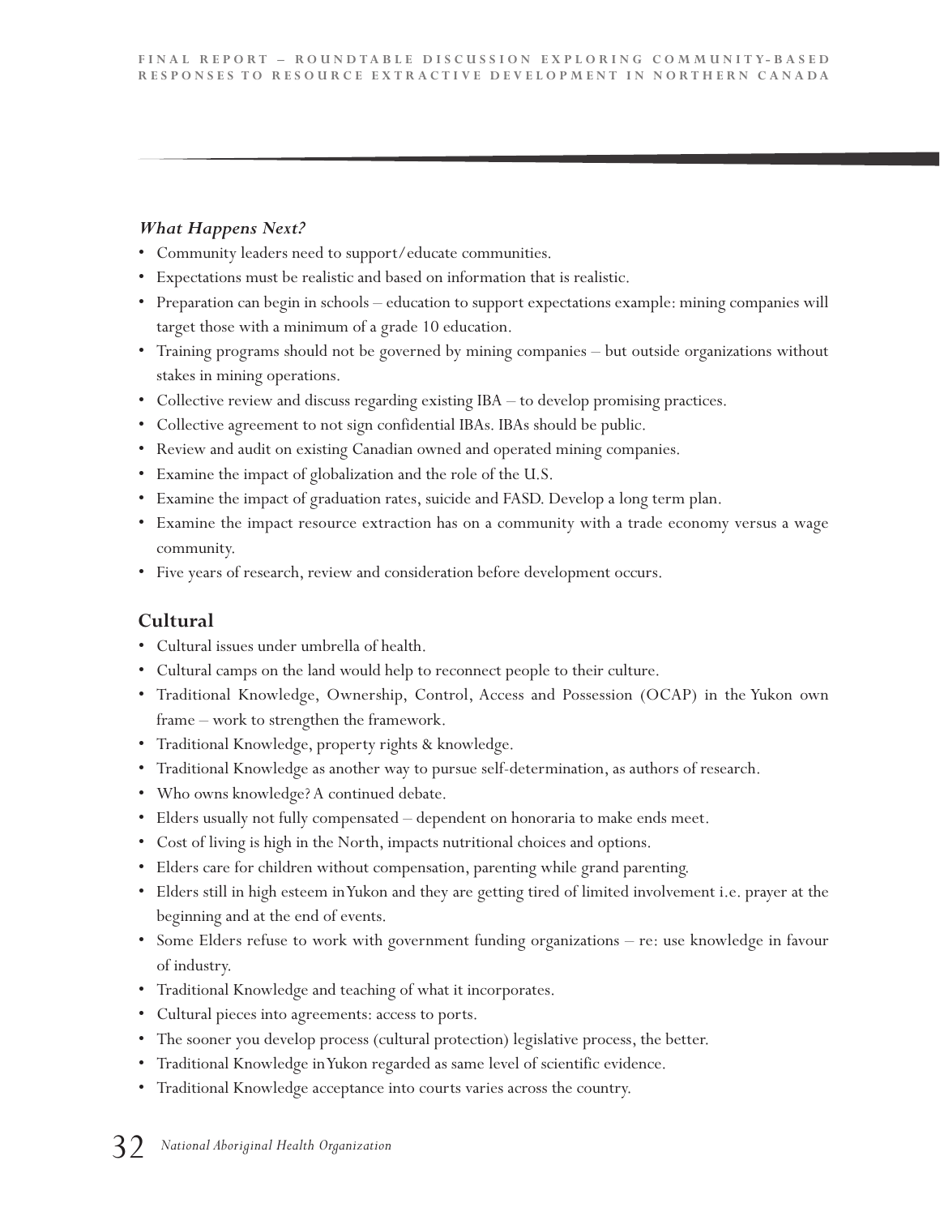### *What Happens Next?*

- Community leaders need to support/educate communities.
- Expectations must be realistic and based on information that is realistic.
- Preparation can begin in schools – education to support expectations example: mining companies will target those with a minimum of a grade 10 education.
- Training programs should not be governed by mining companies – but outside organizations without stakes in mining operations.
- Collective review and discuss regarding existing IBA – to develop promising practices.
- Collective agreement to not sign confidential IBAs. IBAs should be public.
- Review and audit on existing Canadian owned and operated mining companies.
- Examine the impact of globalization and the role of the U.S.
- Examine the impact of graduation rates, suicide and FASD. Develop a long term plan.
- Examine the impact resource extraction has on a community with a trade economy versus a wage community.
- Five years of research, review and consideration before development occurs.

## Cultural

- Cultural issues under umbrella of health.
- Cultural camps on the land would help to reconnect people to their culture.
- Traditional Knowledge, Ownership, Control, Access and Possession (OCAP) in the Yukon own frame – work to strengthen the framework.
- Traditional Knowledge, property rights & knowledge.
- Traditional Knowledge as another way to pursue self-determination, as authors of research.
- Who owns knowledge? A continued debate.
- Elders usually not fully compensated – dependent on honoraria to make ends meet.
- Cost of living is high in the North, impacts nutritional choices and options.
- Elders care for children without compensation, parenting while grand parenting.
- Elders still in high esteem in Yukon and they are getting tired of limited involvement i.e. prayer at the beginning and at the end of events.
- Some Elders refuse to work with government funding organizations – re: use knowledge in favour of industry.
- Traditional Knowledge and teaching of what it incorporates.
- Cultural pieces into agreements: access to ports.
- The sooner you develop process (cultural protection) legislative process, the better.
- Traditional Knowledge in Yukon regarded as same level of scientific evidence.
- Traditional Knowledge acceptance into courts varies across the country.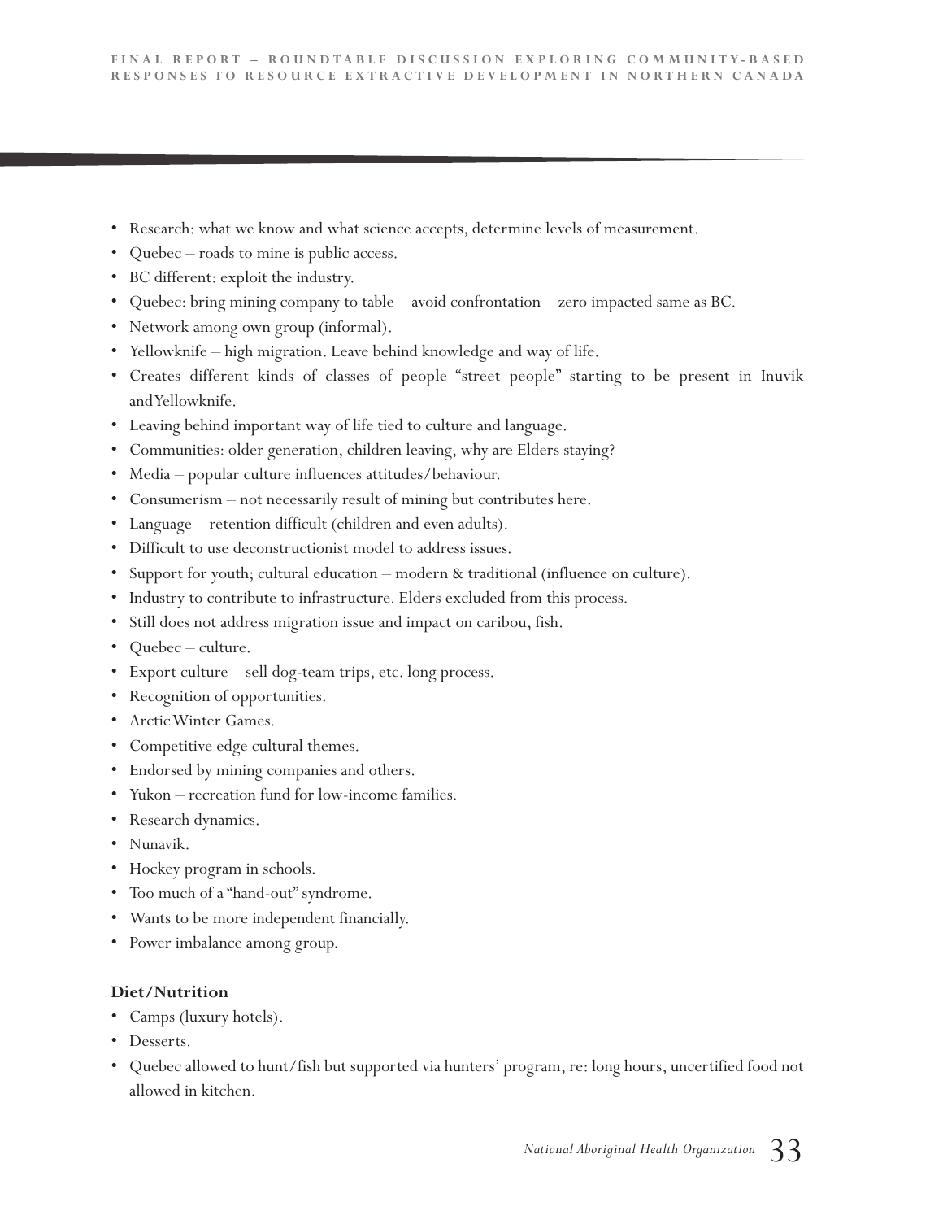- Research: what we know and what science accepts, determine levels of measurement.
- Quebec – roads to mine is public access.
- BC different: exploit the industry.
- Quebec: bring mining company to table – avoid confrontation – zero impacted same as BC.
- Network among own group (informal).
- Yellowknife – high migration. Leave behind knowledge and way of life.
- Creates different kinds of classes of people "street people" starting to be present in Inuvik and Yellowknife.
- Leaving behind important way of life tied to culture and language.
- Communities: older generation, children leaving, why are Elders staying?
- Media – popular culture influences attitudes/behaviour.
- Consumerism – not necessarily result of mining but contributes here.
- Language – retention difficult (children and even adults).
- Difficult to use deconstructionist model to address issues.
- Support for youth; cultural education – modern & traditional (influence on culture).
- Industry to contribute to infrastructure. Elders excluded from this process.
- Still does not address migration issue and impact on caribou, fish.
- Quebec – culture.
- Export culture – sell dog-team trips, etc. long process.
- Recognition of opportunities.
- Arctic Winter Games.
- Competitive edge cultural themes.
- Endorsed by mining companies and others.
- Yukon – recreation fund for low-income families.
- Research dynamics.
- Nunavik.
- Hockey program in schools.
- Too much of a "hand-out" syndrome.
- Wants to be more independent financially.
- Power imbalance among group.

**Diet/Nutrition**

- Camps (luxury hotels).
- Desserts.
- Quebec allowed to hunt/fish but supported via hunters' program, re: long hours, uncertified food not allowed in kitchen.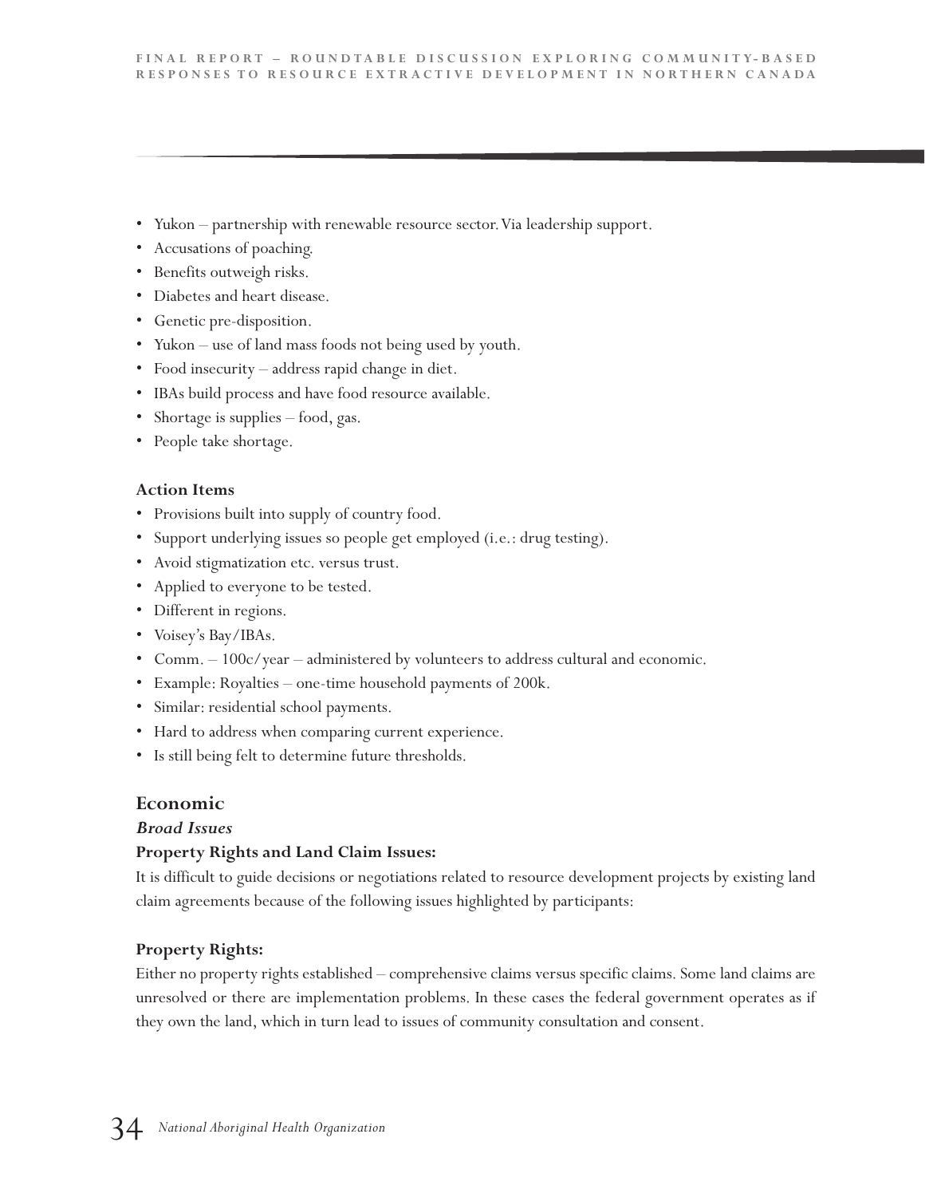- Yukon – partnership with renewable resource sector. Via leadership support.
- Accusations of poaching.
- Benefits outweigh risks.
- Diabetes and heart disease.
- Genetic pre-disposition.
- Yukon – use of land mass foods not being used by youth.
- Food insecurity – address rapid change in diet.
- IBAs build process and have food resource available.
- Shortage is supplies – food, gas.
- People take shortage.

**Action Items**

- Provisions built into supply of country food.
- Support underlying issues so people get employed (i.e.: drug testing).
- Avoid stigmatization etc. versus trust.
- Applied to everyone to be tested.
- Different in regions.
- Voisey's Bay/IBAs.
- Comm. – 100c/year – administered by volunteers to address cultural and economic.
- Example: Royalties – one-time household payments of 200k.
- Similar: residential school payments.
- Hard to address when comparing current experience.
- Is still being felt to determine future thresholds.

## Economic

### *Broad Issues*

**Property Rights and Land Claim Issues:**

It is difficult to guide decisions or negotiations related to resource development projects by existing land claim agreements because of the following issues highlighted by participants:

**Property Rights:**

Either no property rights established – comprehensive claims versus specific claims. Some land claims are unresolved or there are implementation problems. In these cases the federal government operates as if they own the land, which in turn lead to issues of community consultation and consent.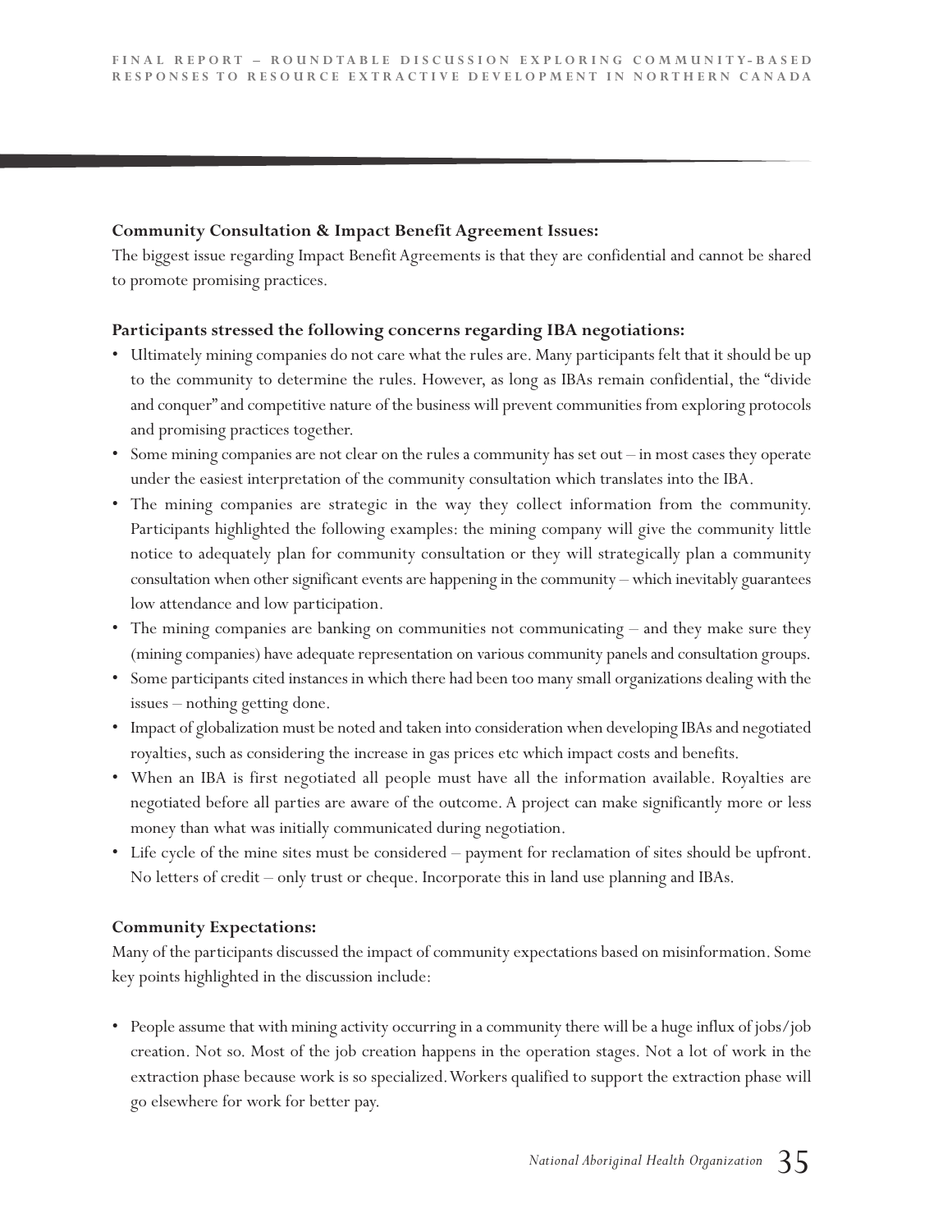**Community Consultation & Impact Benefit Agreement Issues:**

The biggest issue regarding Impact Benefit Agreements is that they are confidential and cannot be shared to promote promising practices.

**Participants stressed the following concerns regarding IBA negotiations:**

- Ultimately mining companies do not care what the rules are. Many participants felt that it should be up to the community to determine the rules. However, as long as IBAs remain confidential, the "divide and conquer" and competitive nature of the business will prevent communities from exploring protocols and promising practices together.
- Some mining companies are not clear on the rules a community has set out – in most cases they operate under the easiest interpretation of the community consultation which translates into the IBA.
- The mining companies are strategic in the way they collect information from the community. Participants highlighted the following examples: the mining company will give the community little notice to adequately plan for community consultation or they will strategically plan a community consultation when other significant events are happening in the community – which inevitably guarantees low attendance and low participation.
- The mining companies are banking on communities not communicating – and they make sure they (mining companies) have adequate representation on various community panels and consultation groups.
- Some participants cited instances in which there had been too many small organizations dealing with the issues – nothing getting done.
- Impact of globalization must be noted and taken into consideration when developing IBAs and negotiated royalties, such as considering the increase in gas prices etc which impact costs and benefits.
- When an IBA is first negotiated all people must have all the information available. Royalties are negotiated before all parties are aware of the outcome. A project can make significantly more or less money than what was initially communicated during negotiation.
- Life cycle of the mine sites must be considered – payment for reclamation of sites should be upfront. No letters of credit – only trust or cheque. Incorporate this in land use planning and IBAs.

**Community Expectations:**

Many of the participants discussed the impact of community expectations based on misinformation. Some key points highlighted in the discussion include:

- People assume that with mining activity occurring in a community there will be a huge influx of jobs/job creation. Not so. Most of the job creation happens in the operation stages. Not a lot of work in the extraction phase because work is so specialized. Workers qualified to support the extraction phase will go elsewhere for work for better pay.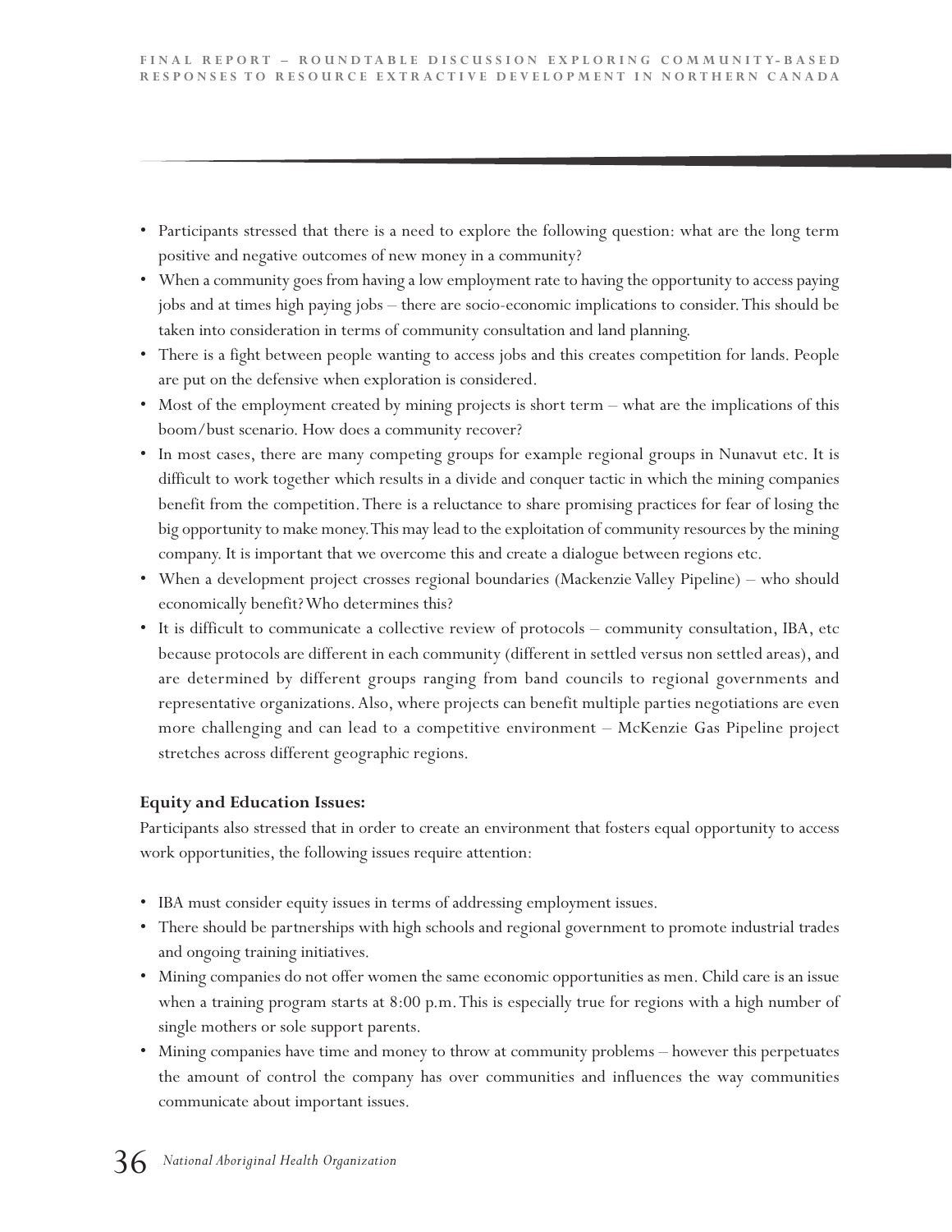- Participants stressed that there is a need to explore the following question: what are the long term positive and negative outcomes of new money in a community?
- When a community goes from having a low employment rate to having the opportunity to access paying jobs and at times high paying jobs – there are socio-economic implications to consider. This should be taken into consideration in terms of community consultation and land planning.
- There is a fight between people wanting to access jobs and this creates competition for lands. People are put on the defensive when exploration is considered.
- Most of the employment created by mining projects is short term – what are the implications of this boom/bust scenario. How does a community recover?
- In most cases, there are many competing groups for example regional groups in Nunavut etc. It is difficult to work together which results in a divide and conquer tactic in which the mining companies benefit from the competition. There is a reluctance to share promising practices for fear of losing the big opportunity to make money. This may lead to the exploitation of community resources by the mining company. It is important that we overcome this and create a dialogue between regions etc.
- When a development project crosses regional boundaries (Mackenzie Valley Pipeline) – who should economically benefit? Who determines this?
- It is difficult to communicate a collective review of protocols – community consultation, IBA, etc because protocols are different in each community (different in settled versus non settled areas), and are determined by different groups ranging from band councils to regional governments and representative organizations. Also, where projects can benefit multiple parties negotiations are even more challenging and can lead to a competitive environment – McKenzie Gas Pipeline project stretches across different geographic regions.

**Equity and Education Issues:**

Participants also stressed that in order to create an environment that fosters equal opportunity to access work opportunities, the following issues require attention:

- IBA must consider equity issues in terms of addressing employment issues.
- There should be partnerships with high schools and regional government to promote industrial trades and ongoing training initiatives.
- Mining companies do not offer women the same economic opportunities as men. Child care is an issue when a training program starts at 8:00 p.m. This is especially true for regions with a high number of single mothers or sole support parents.
- Mining companies have time and money to throw at community problems – however this perpetuates the amount of control the company has over communities and influences the way communities communicate about important issues.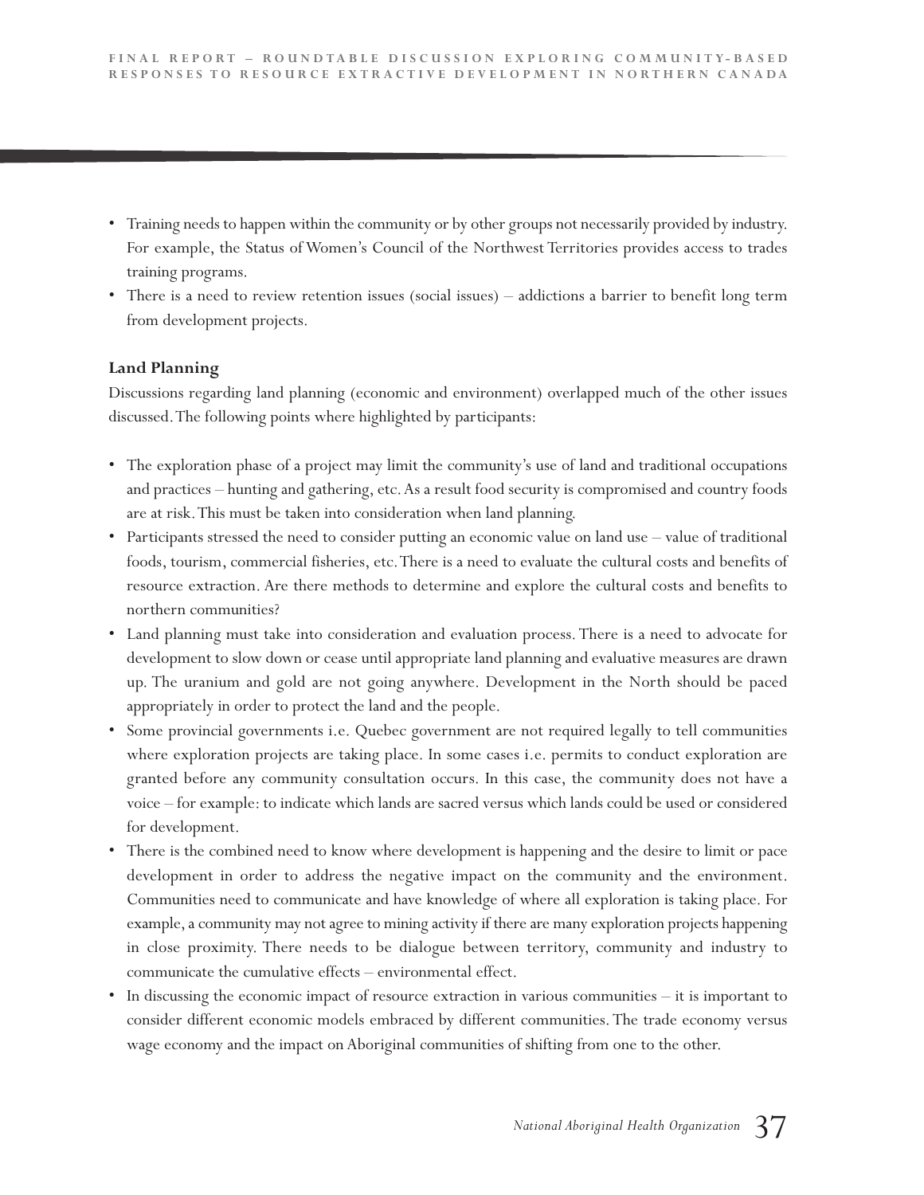- Training needs to happen within the community or by other groups not necessarily provided by industry. For example, the Status of Women's Council of the Northwest Territories provides access to trades training programs.
- There is a need to review retention issues (social issues) – addictions a barrier to benefit long term from development projects.

**Land Planning**

Discussions regarding land planning (economic and environment) overlapped much of the other issues discussed. The following points where highlighted by participants:

- The exploration phase of a project may limit the community's use of land and traditional occupations and practices – hunting and gathering, etc. As a result food security is compromised and country foods are at risk. This must be taken into consideration when land planning.
- Participants stressed the need to consider putting an economic value on land use – value of traditional foods, tourism, commercial fisheries, etc. There is a need to evaluate the cultural costs and benefits of resource extraction. Are there methods to determine and explore the cultural costs and benefits to northern communities?
- Land planning must take into consideration and evaluation process. There is a need to advocate for development to slow down or cease until appropriate land planning and evaluative measures are drawn up. The uranium and gold are not going anywhere. Development in the North should be paced appropriately in order to protect the land and the people.
- Some provincial governments i.e. Quebec government are not required legally to tell communities where exploration projects are taking place. In some cases i.e. permits to conduct exploration are granted before any community consultation occurs. In this case, the community does not have a voice – for example: to indicate which lands are sacred versus which lands could be used or considered for development.
- There is the combined need to know where development is happening and the desire to limit or pace development in order to address the negative impact on the community and the environment. Communities need to communicate and have knowledge of where all exploration is taking place. For example, a community may not agree to mining activity if there are many exploration projects happening in close proximity. There needs to be dialogue between territory, community and industry to communicate the cumulative effects – environmental effect.
- In discussing the economic impact of resource extraction in various communities – it is important to consider different economic models embraced by different communities. The trade economy versus wage economy and the impact on Aboriginal communities of shifting from one to the other.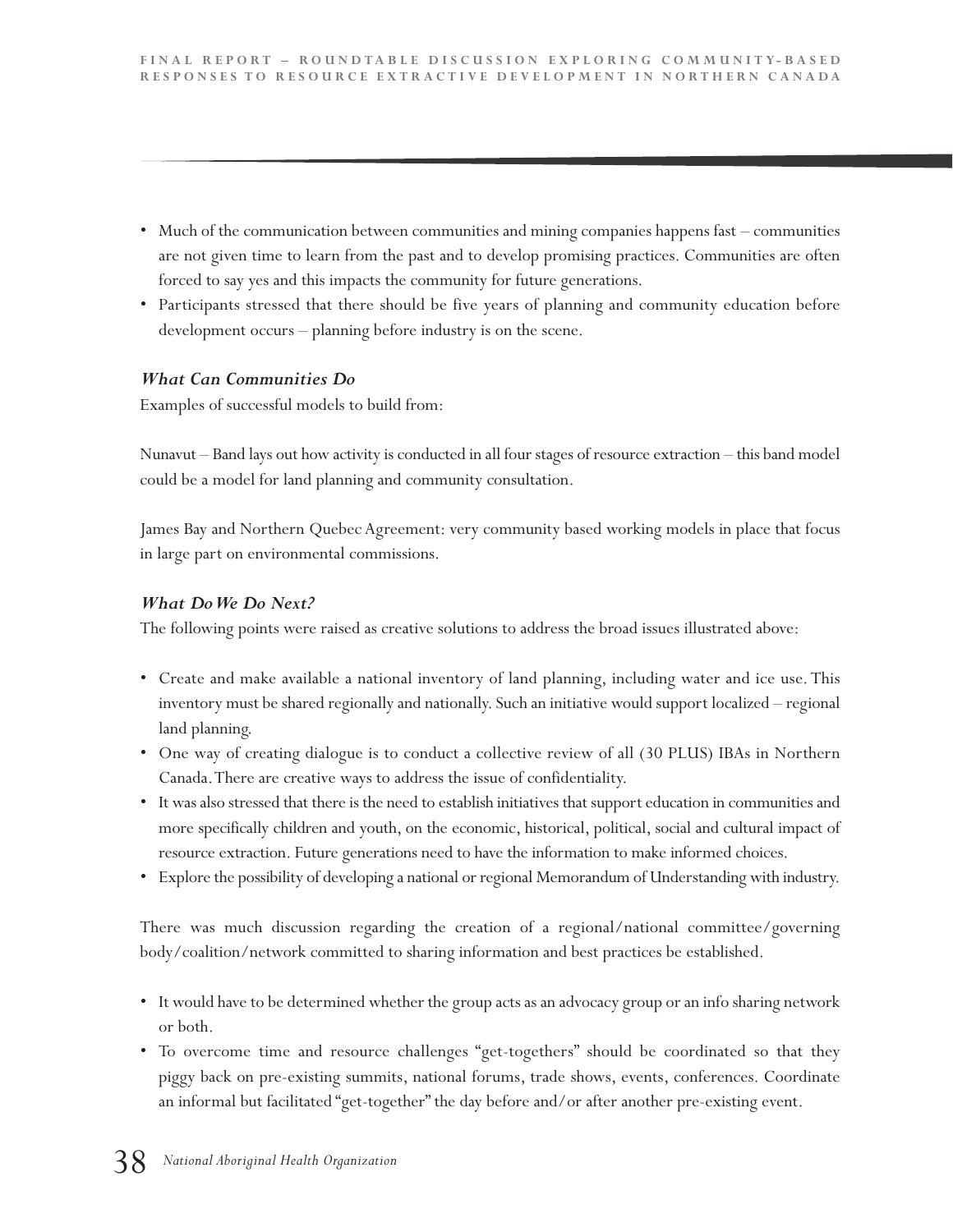- Much of the communication between communities and mining companies happens fast – communities are not given time to learn from the past and to develop promising practices. Communities are often forced to say yes and this impacts the community for future generations.
- Participants stressed that there should be five years of planning and community education before development occurs – planning before industry is on the scene.

### *What Can Communities Do*

Examples of successful models to build from:

Nunavut – Band lays out how activity is conducted in all four stages of resource extraction – this band model could be a model for land planning and community consultation.

James Bay and Northern Quebec Agreement: very community based working models in place that focus in large part on environmental commissions.

### *What Do We Do Next?*

The following points were raised as creative solutions to address the broad issues illustrated above:

- Create and make available a national inventory of land planning, including water and ice use. This inventory must be shared regionally and nationally. Such an initiative would support localized – regional land planning.
- One way of creating dialogue is to conduct a collective review of all (30 PLUS) IBAs in Northern Canada. There are creative ways to address the issue of confidentiality.
- It was also stressed that there is the need to establish initiatives that support education in communities and more specifically children and youth, on the economic, historical, political, social and cultural impact of resource extraction. Future generations need to have the information to make informed choices.
- Explore the possibility of developing a national or regional Memorandum of Understanding with industry.

There was much discussion regarding the creation of a regional/national committee/governing body/coalition/network committed to sharing information and best practices be established.

- It would have to be determined whether the group acts as an advocacy group or an info sharing network or both.
- To overcome time and resource challenges "get-togethers" should be coordinated so that they piggy back on pre-existing summits, national forums, trade shows, events, conferences. Coordinate an informal but facilitated "get-together" the day before and/or after another pre-existing event.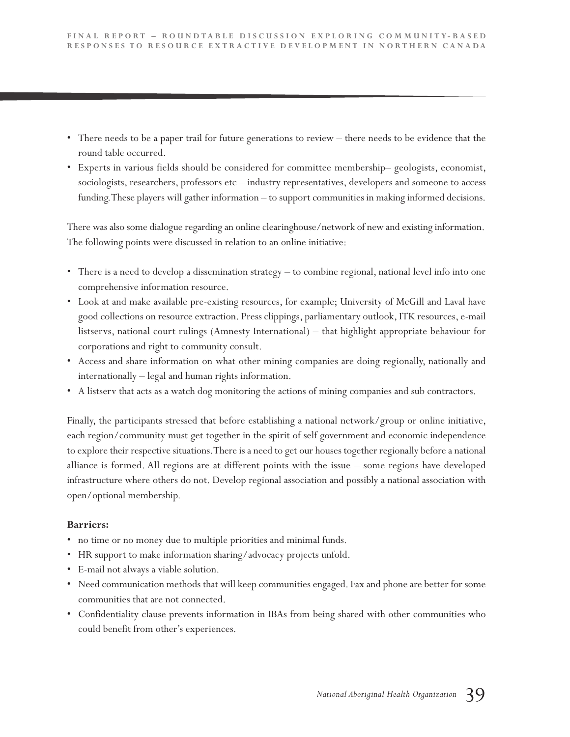- There needs to be a paper trail for future generations to review – there needs to be evidence that the round table occurred.
- Experts in various fields should be considered for committee membership– geologists, economist, sociologists, researchers, professors etc – industry representatives, developers and someone to access funding. These players will gather information – to support communities in making informed decisions.

There was also some dialogue regarding an online clearinghouse/network of new and existing information. The following points were discussed in relation to an online initiative:

- There is a need to develop a dissemination strategy – to combine regional, national level info into one comprehensive information resource.
- Look at and make available pre-existing resources, for example; University of McGill and Laval have good collections on resource extraction. Press clippings, parliamentary outlook, ITK resources, e-mail listservs, national court rulings (Amnesty International) – that highlight appropriate behaviour for corporations and right to community consult.
- Access and share information on what other mining companies are doing regionally, nationally and internationally – legal and human rights information.
- A listserv that acts as a watch dog monitoring the actions of mining companies and sub contractors.

Finally, the participants stressed that before establishing a national network/group or online initiative, each region/community must get together in the spirit of self government and economic independence to explore their respective situations. There is a need to get our houses together regionally before a national alliance is formed. All regions are at different points with the issue – some regions have developed infrastructure where others do not. Develop regional association and possibly a national association with open/optional membership.

**Barriers:**

- no time or no money due to multiple priorities and minimal funds.
- HR support to make information sharing/advocacy projects unfold.
- E-mail not always a viable solution.
- Need communication methods that will keep communities engaged. Fax and phone are better for some communities that are not connected.
- Confidentiality clause prevents information in IBAs from being shared with other communities who could benefit from other's experiences.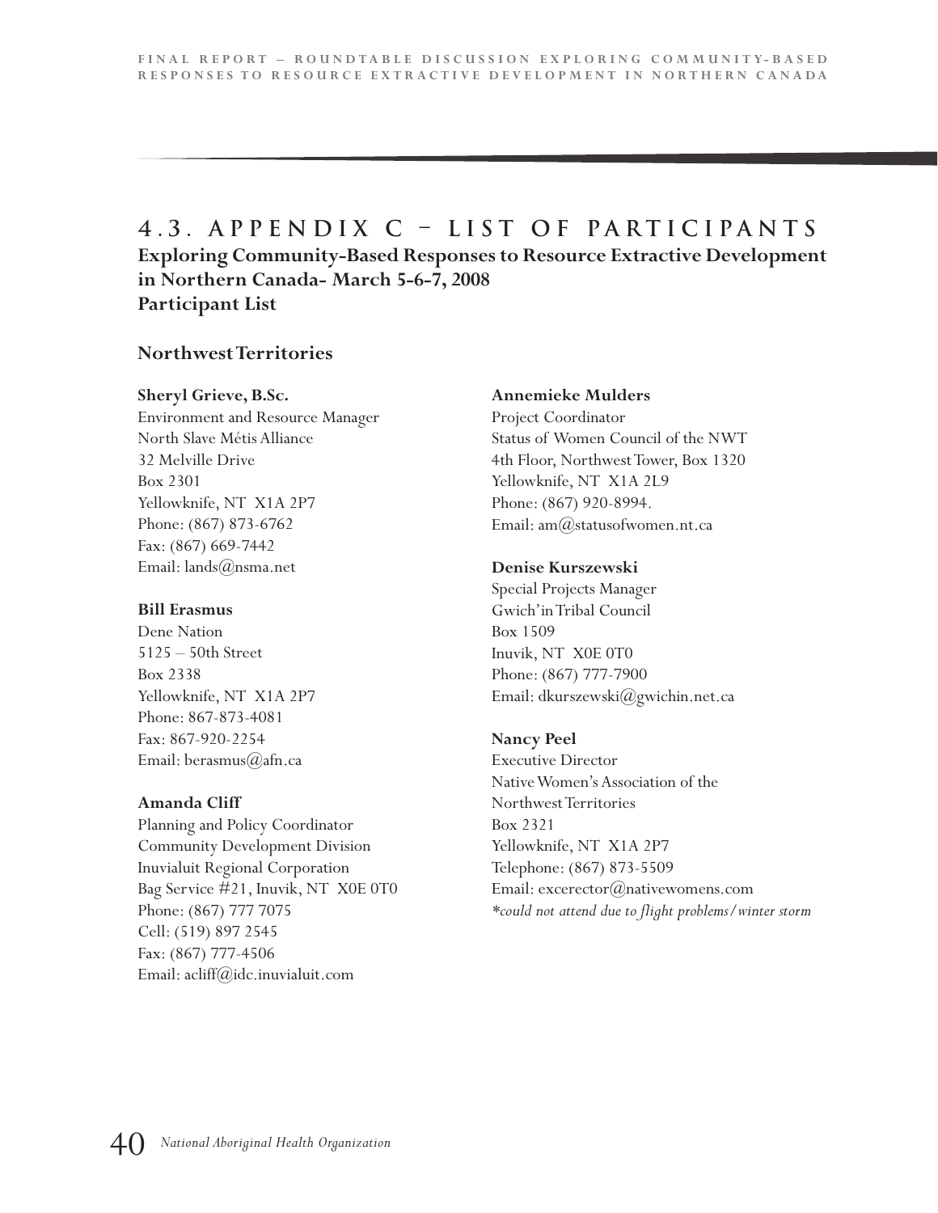# 4.3. APPENDIX C – LIST OF PARTICIPANTS

**Exploring Community-Based Responses to Resource Extractive Development in Northern Canada- March 5-6-7, 2008**
**Participant List**

## Northwest Territories

**Sheryl Grieve, B.Sc.**
Environment and Resource Manager
North Slave Métis Alliance
32 Melville Drive
Box 2301
Yellowknife, NT X1A 2P7
Phone: (867) 873-6762
Fax: (867) 669-7442
Email: lands@nsma.net

**Bill Erasmus**
Dene Nation
5125 – 50th Street
Box 2338
Yellowknife, NT X1A 2P7
Phone: 867-873-4081
Fax: 867-920-2254
Email: berasmus@afn.ca

**Amanda Cliff**
Planning and Policy Coordinator
Community Development Division
Inuvialuit Regional Corporation
Bag Service #21, Inuvik, NT X0E 0T0
Phone: (867) 777 7075
Cell: (519) 897 2545
Fax: (867) 777-4506
Email: acliff@idc.inuvialuit.com

**Annemieke Mulders**
Project Coordinator
Status of Women Council of the NWT
4th Floor, Northwest Tower, Box 1320
Yellowknife, NT X1A 2L9
Phone: (867) 920-8994.
Email: am@statusofwomen.nt.ca

**Denise Kurszewski**
Special Projects Manager
Gwich'in Tribal Council
Box 1509
Inuvik, NT X0E 0T0
Phone: (867) 777-7900
Email: dkurszewski@gwichin.net.ca

**Nancy Peel**
Executive Director
Native Women's Association of the Northwest Territories
Box 2321
Yellowknife, NT X1A 2P7
Telephone: (867) 873-5509
Email: excerector@nativewomens.com
*\*could not attend due to flight problems/winter storm*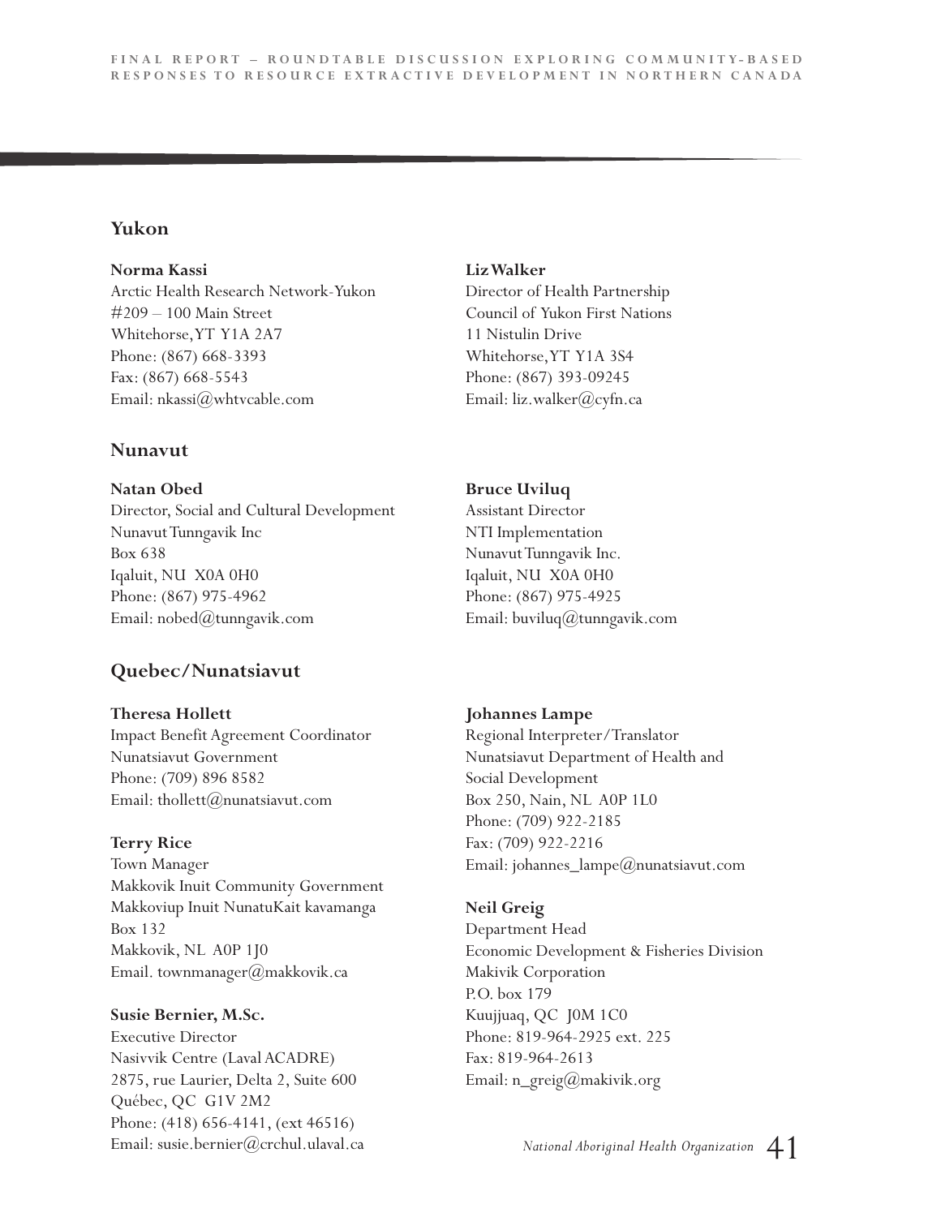## Yukon

**Norma Kassi**
Arctic Health Research Network-Yukon
#209 – 100 Main Street
Whitehorse, YT Y1A 2A7
Phone: (867) 668-3393
Fax: (867) 668-5543
Email: nkassi@whtvcable.com

**Liz Walker**
Director of Health Partnership
Council of Yukon First Nations
11 Nistulin Drive
Whitehorse, YT Y1A 3S4
Phone: (867) 393-09245
Email: liz.walker@cyfn.ca

## Nunavut

**Natan Obed**
Director, Social and Cultural Development
Nunavut Tunngavik Inc
Box 638
Iqaluit, NU X0A 0H0
Phone: (867) 975-4962
Email: nobed@tunngavik.com

**Bruce Uviluq**
Assistant Director
NTI Implementation
Nunavut Tunngavik Inc.
Iqaluit, NU X0A 0H0
Phone: (867) 975-4925
Email: buviluq@tunngavik.com

## Quebec/Nunatsiavut

**Theresa Hollett**
Impact Benefit Agreement Coordinator
Nunatsiavut Government
Phone: (709) 896 8582
Email: thollett@nunatsiavut.com

**Terry Rice**
Town Manager
Makkovik Inuit Community Government
Makkoviup Inuit NunatuKait kavamanga
Box 132
Makkovik, NL A0P 1J0
Email. townmanager@makkovik.ca

**Susie Bernier, M.Sc.**
Executive Director
Nasivvik Centre (Laval ACADRE)
2875, rue Laurier, Delta 2, Suite 600
Québec, QC G1V 2M2
Phone: (418) 656-4141, (ext 46516)
Email: susie.bernier@crchul.ulaval.ca

**Johannes Lampe**
Regional Interpreter/Translator
Nunatsiavut Department of Health and Social Development
Box 250, Nain, NL A0P 1L0
Phone: (709) 922-2185
Fax: (709) 922-2216
Email: johannes_lampe@nunatsiavut.com

**Neil Greig**
Department Head
Economic Development & Fisheries Division
Makivik Corporation
P.O. box 179
Kuujjuaq, QC J0M 1C0
Phone: 819-964-2925 ext. 225
Fax: 819-964-2613
Email: n_greig@makivik.org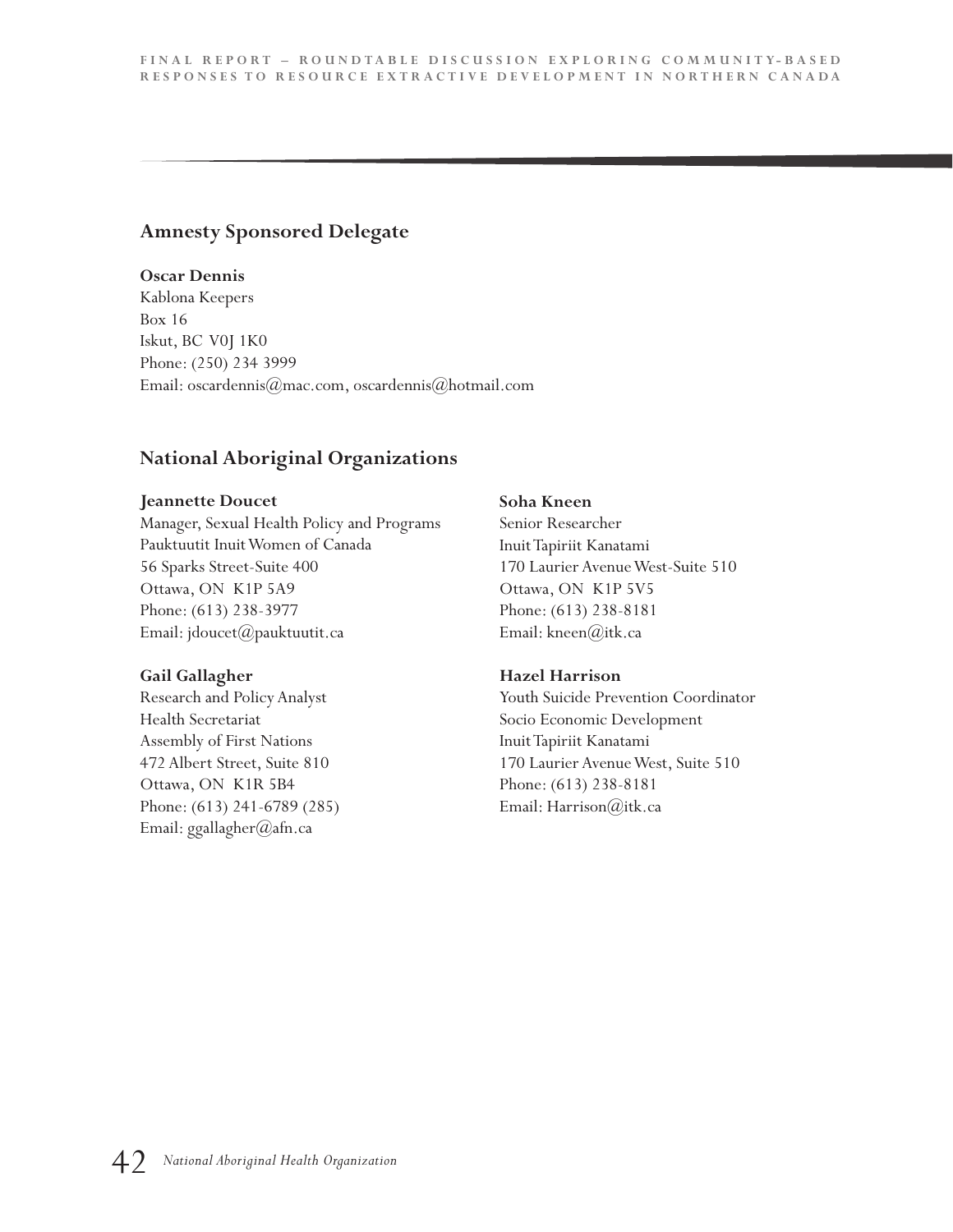## Amnesty Sponsored Delegate

**Oscar Dennis**
Kablona Keepers
Box 16
Iskut, BC V0J 1K0
Phone: (250) 234 3999
Email: oscardennis@mac.com, oscardennis@hotmail.com

## National Aboriginal Organizations

**Jeannette Doucet**
Manager, Sexual Health Policy and Programs
Pauktuutit Inuit Women of Canada
56 Sparks Street-Suite 400
Ottawa, ON K1P 5A9
Phone: (613) 238-3977
Email: jdoucet@pauktuutit.ca

**Gail Gallagher**
Research and Policy Analyst
Health Secretariat
Assembly of First Nations
472 Albert Street, Suite 810
Ottawa, ON K1R 5B4
Phone: (613) 241-6789 (285)
Email: ggallagher@afn.ca

**Soha Kneen**
Senior Researcher
Inuit Tapiriit Kanatami
170 Laurier Avenue West-Suite 510
Ottawa, ON K1P 5V5
Phone: (613) 238-8181
Email: kneen@itk.ca

**Hazel Harrison**
Youth Suicide Prevention Coordinator
Socio Economic Development
Inuit Tapiriit Kanatami
170 Laurier Avenue West, Suite 510
Phone: (613) 238-8181
Email: Harrison@itk.ca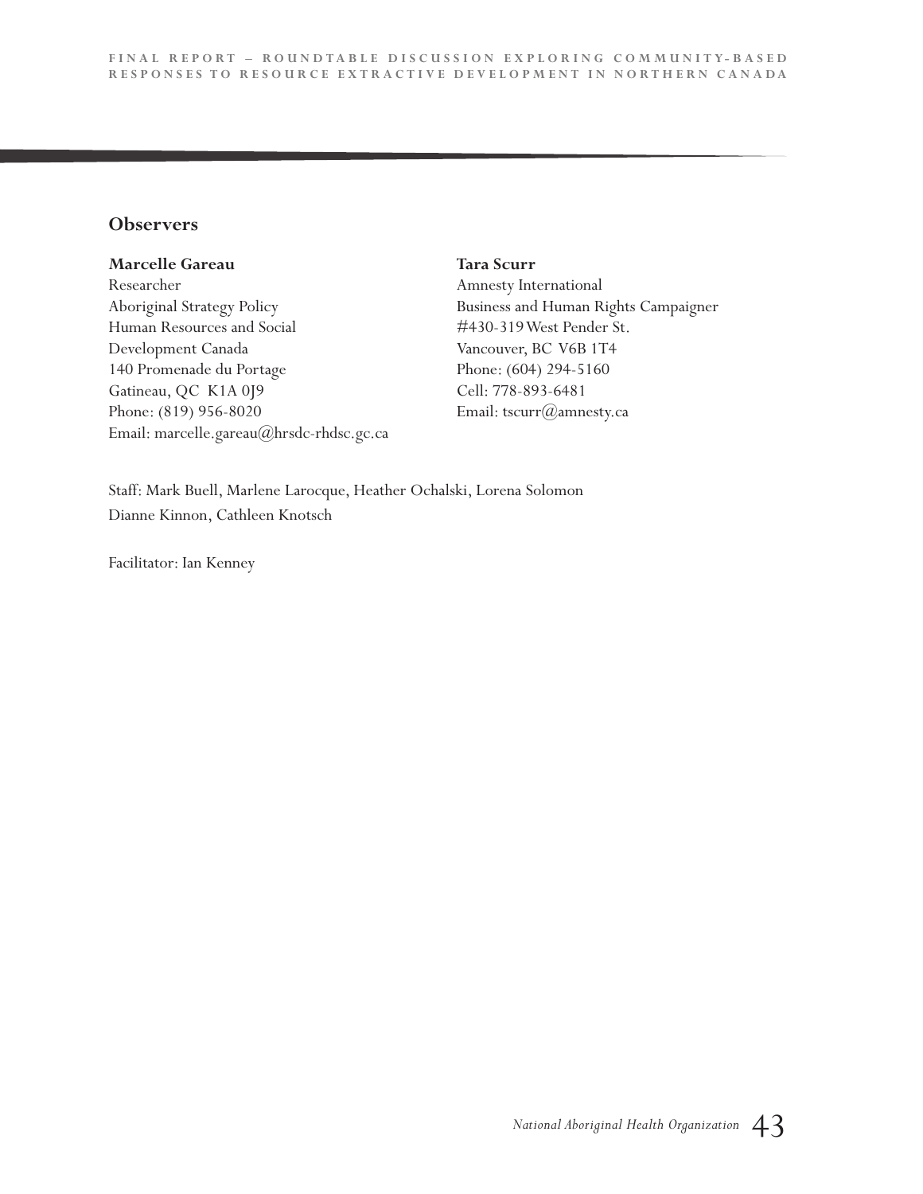## Observers

**Marcelle Gareau**
Researcher
Aboriginal Strategy Policy
Human Resources and Social
Development Canada
140 Promenade du Portage
Gatineau, QC K1A 0J9
Phone: (819) 956-8020
Email: marcelle.gareau@hrsdc-rhdsc.gc.ca

**Tara Scurr**
Amnesty International
Business and Human Rights Campaigner
#430-319 West Pender St.
Vancouver, BC V6B 1T4
Phone: (604) 294-5160
Cell: 778-893-6481
Email: tscurr@amnesty.ca

Staff: Mark Buell, Marlene Larocque, Heather Ochalski, Lorena Solomon
Dianne Kinnon, Cathleen Knotsch

Facilitator: Ian Kenney